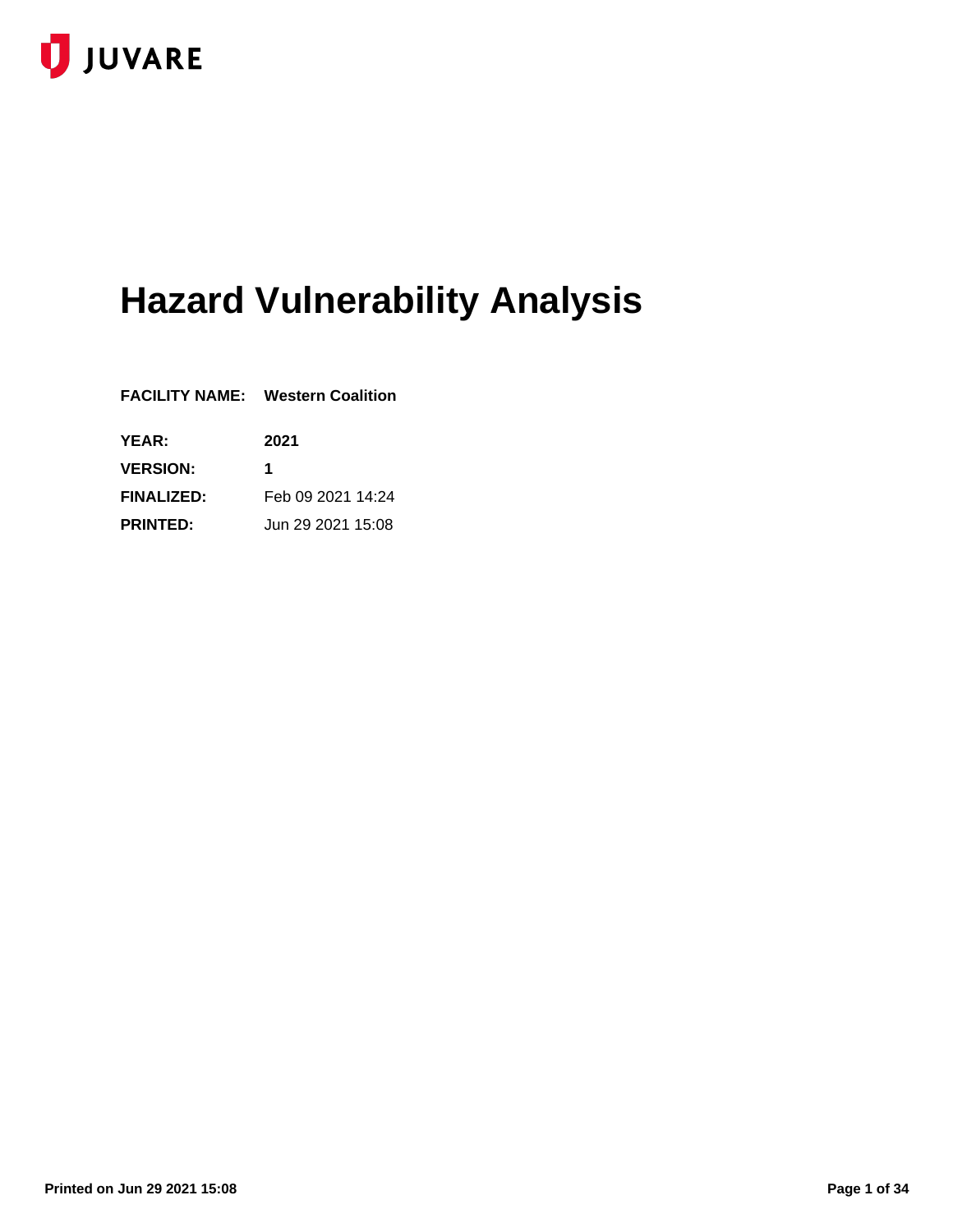JUVARE

# Hazard Vulnerability Analysis

| | |
|---|---|
| **FACILITY NAME:** | **Western Coalition** |
| **YEAR:** | **2021** |
| **VERSION:** | **1** |
| **FINALIZED:** | Feb 09 2021 14:24 |
| **PRINTED:** | Jun 29 2021 15:08 |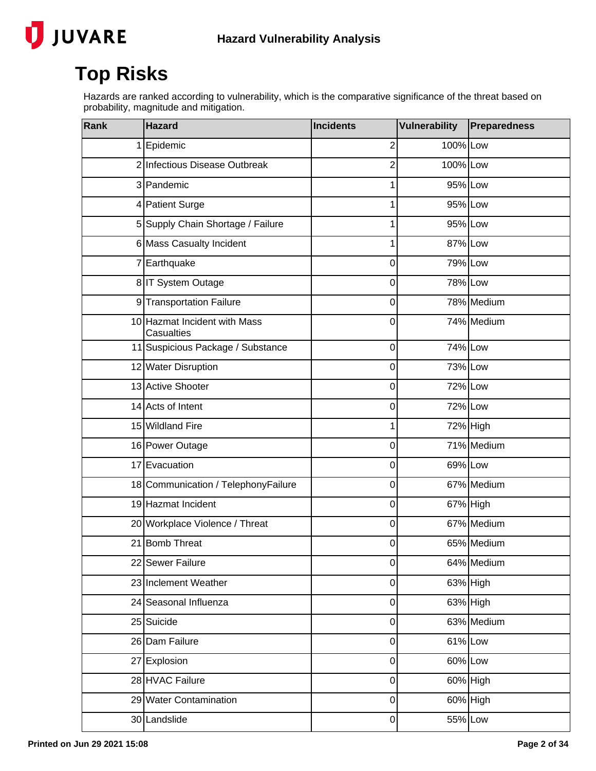# Top Risks

Hazards are ranked according to vulnerability, which is the comparative significance of the threat based on probability, magnitude and mitigation.

| Rank | Hazard | Incidents | Vulnerability | Preparedness |
|---|---|---|---|---|
| 1 | Epidemic | 2 | 100% | Low |
| 2 | Infectious Disease Outbreak | 2 | 100% | Low |
| 3 | Pandemic | 1 | 95% | Low |
| 4 | Patient Surge | 1 | 95% | Low |
| 5 | Supply Chain Shortage / Failure | 1 | 95% | Low |
| 6 | Mass Casualty Incident | 1 | 87% | Low |
| 7 | Earthquake | 0 | 79% | Low |
| 8 | IT System Outage | 0 | 78% | Low |
| 9 | Transportation Failure | 0 | 78% | Medium |
| 10 | Hazmat Incident with Mass Casualties | 0 | 74% | Medium |
| 11 | Suspicious Package / Substance | 0 | 74% | Low |
| 12 | Water Disruption | 0 | 73% | Low |
| 13 | Active Shooter | 0 | 72% | Low |
| 14 | Acts of Intent | 0 | 72% | Low |
| 15 | Wildland Fire | 1 | 72% | High |
| 16 | Power Outage | 0 | 71% | Medium |
| 17 | Evacuation | 0 | 69% | Low |
| 18 | Communication / TelephonyFailure | 0 | 67% | Medium |
| 19 | Hazmat Incident | 0 | 67% | High |
| 20 | Workplace Violence / Threat | 0 | 67% | Medium |
| 21 | Bomb Threat | 0 | 65% | Medium |
| 22 | Sewer Failure | 0 | 64% | Medium |
| 23 | Inclement Weather | 0 | 63% | High |
| 24 | Seasonal Influenza | 0 | 63% | High |
| 25 | Suicide | 0 | 63% | Medium |
| 26 | Dam Failure | 0 | 61% | Low |
| 27 | Explosion | 0 | 60% | Low |
| 28 | HVAC Failure | 0 | 60% | High |
| 29 | Water Contamination | 0 | 60% | High |
| 30 | Landslide | 0 | 55% | Low |

Printed on Jun 29 2021 15:08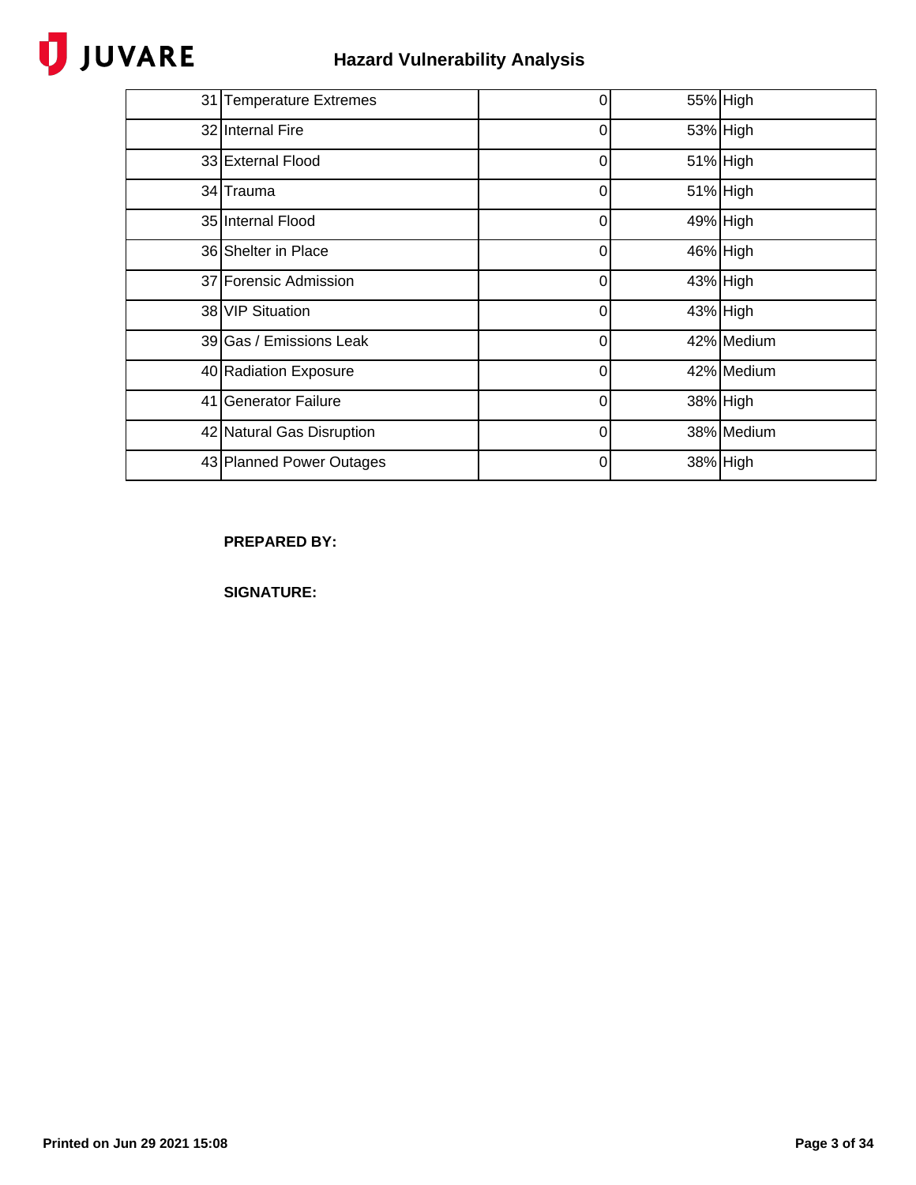| | | | | |
|---|---|---|---|---|
| 31 | Temperature Extremes | 0 | 55% | High |
| 32 | Internal Fire | 0 | 53% | High |
| 33 | External Flood | 0 | 51% | High |
| 34 | Trauma | 0 | 51% | High |
| 35 | Internal Flood | 0 | 49% | High |
| 36 | Shelter in Place | 0 | 46% | High |
| 37 | Forensic Admission | 0 | 43% | High |
| 38 | VIP Situation | 0 | 43% | High |
| 39 | Gas / Emissions Leak | 0 | 42% | Medium |
| 40 | Radiation Exposure | 0 | 42% | Medium |
| 41 | Generator Failure | 0 | 38% | High |
| 42 | Natural Gas Disruption | 0 | 38% | Medium |
| 43 | Planned Power Outages | 0 | 38% | High |

**PREPARED BY:**

**SIGNATURE:**

**Printed on Jun 29 2021 15:08**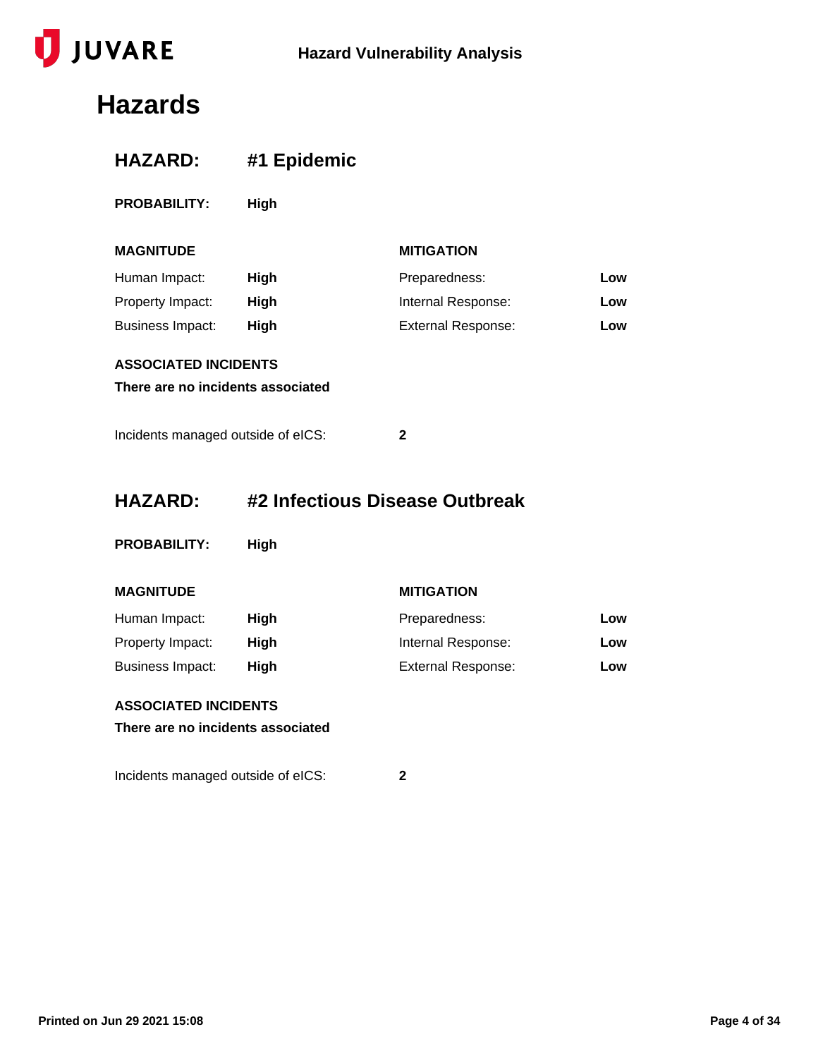# Hazards

## HAZARD: #1 Epidemic

**PROBABILITY:** **High**

| MAGNITUDE | | MITIGATION | |
|---|---|---|---|
| Human Impact: | **High** | Preparedness: | **Low** |
| Property Impact: | **High** | Internal Response: | **Low** |
| Business Impact: | **High** | External Response: | **Low** |

**ASSOCIATED INCIDENTS**

**There are no incidents associated**

Incidents managed outside of eICS: **2**

## HAZARD: #2 Infectious Disease Outbreak

**PROBABILITY:** **High**

| MAGNITUDE | | MITIGATION | |
|---|---|---|---|
| Human Impact: | **High** | Preparedness: | **Low** |
| Property Impact: | **High** | Internal Response: | **Low** |
| Business Impact: | **High** | External Response: | **Low** |

**ASSOCIATED INCIDENTS**

**There are no incidents associated**

Incidents managed outside of eICS: **2**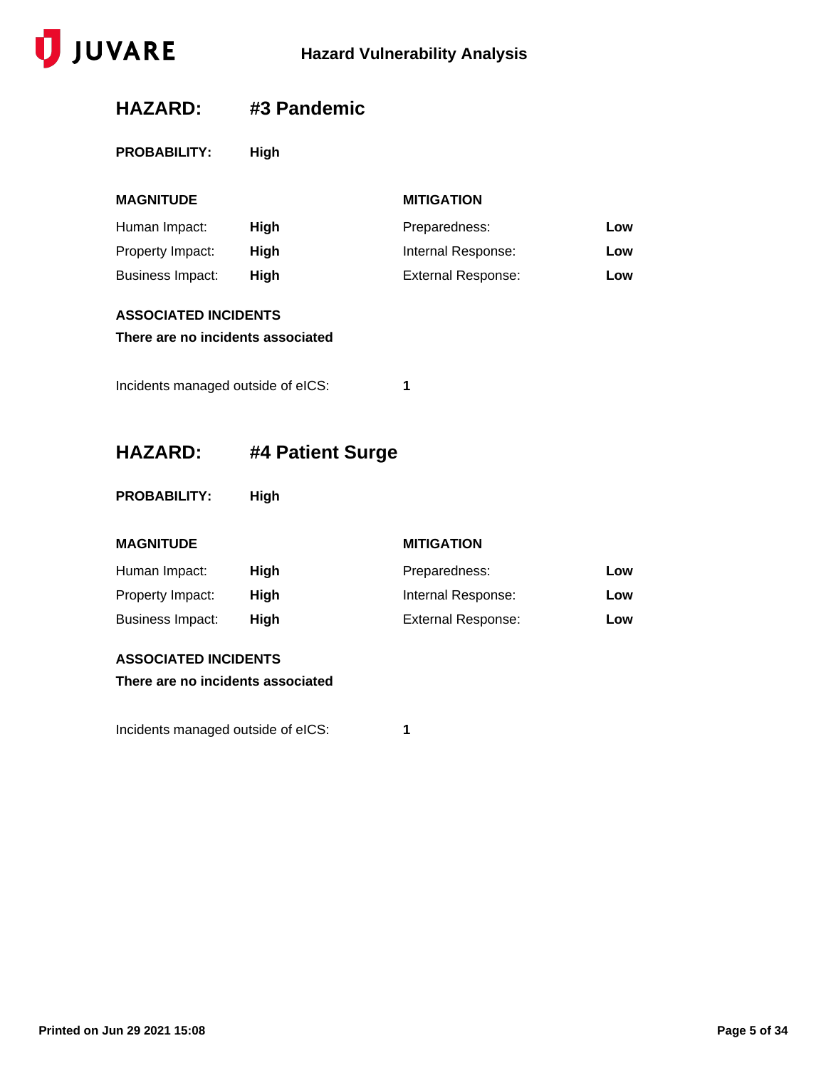## HAZARD: #3 Pandemic

**PROBABILITY:** **High**

| MAGNITUDE | | MITIGATION | |
|---|---|---|---|
| Human Impact: | **High** | Preparedness: | **Low** |
| Property Impact: | **High** | Internal Response: | **Low** |
| Business Impact: | **High** | External Response: | **Low** |

**ASSOCIATED INCIDENTS**

**There are no incidents associated**

Incidents managed outside of eICS: **1**

## HAZARD: #4 Patient Surge

**PROBABILITY:** **High**

| MAGNITUDE | | MITIGATION | |
|---|---|---|---|
| Human Impact: | **High** | Preparedness: | **Low** |
| Property Impact: | **High** | Internal Response: | **Low** |
| Business Impact: | **High** | External Response: | **Low** |

**ASSOCIATED INCIDENTS**

**There are no incidents associated**

Incidents managed outside of eICS: **1**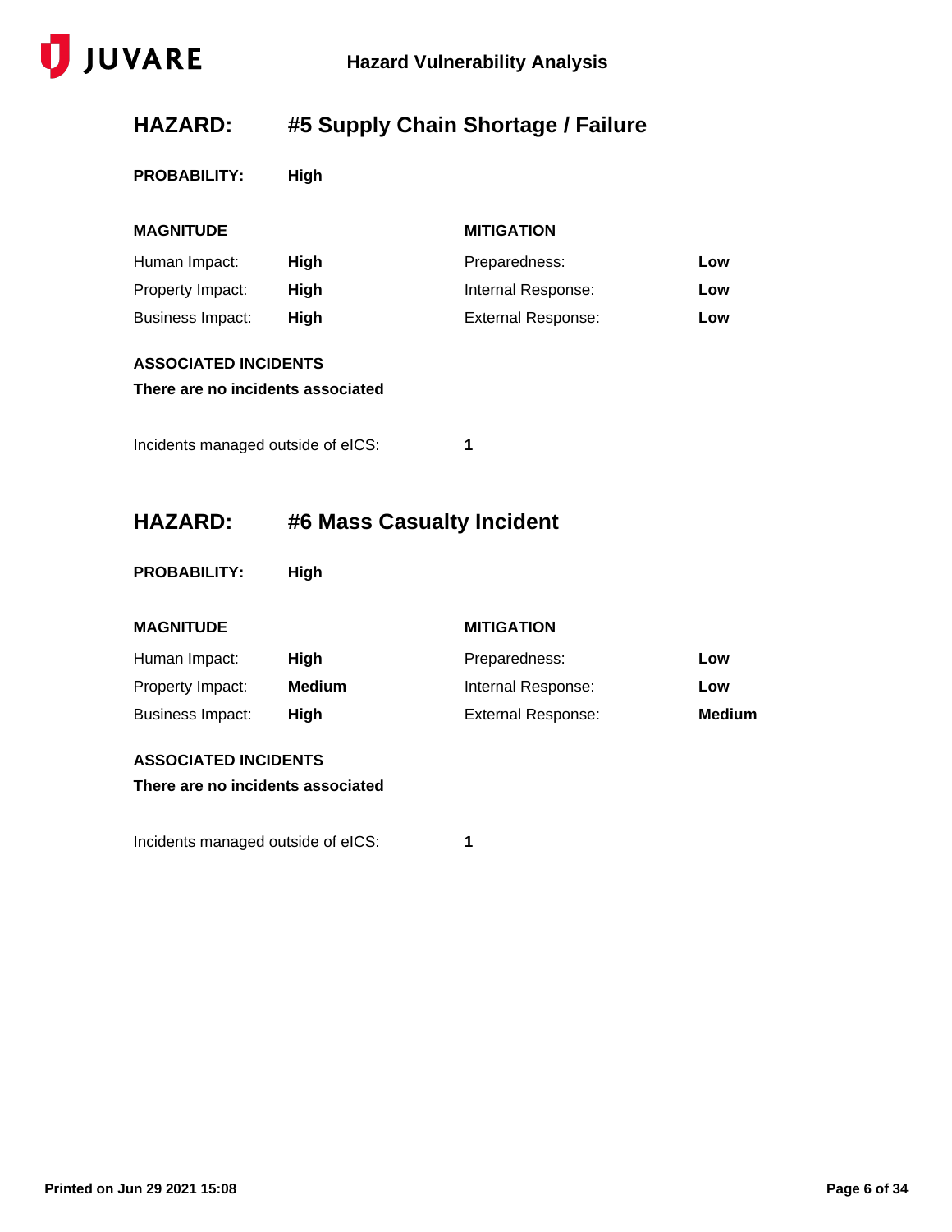## HAZARD: #5 Supply Chain Shortage / Failure

**PROBABILITY:** **High**

| MAGNITUDE | | MITIGATION | |
|---|---|---|---|
| Human Impact: | **High** | Preparedness: | **Low** |
| Property Impact: | **High** | Internal Response: | **Low** |
| Business Impact: | **High** | External Response: | **Low** |

**ASSOCIATED INCIDENTS**

**There are no incidents associated**

Incidents managed outside of eICS: **1**

## HAZARD: #6 Mass Casualty Incident

**PROBABILITY:** **High**

| MAGNITUDE | | MITIGATION | |
|---|---|---|---|
| Human Impact: | **High** | Preparedness: | **Low** |
| Property Impact: | **Medium** | Internal Response: | **Low** |
| Business Impact: | **High** | External Response: | **Medium** |

**ASSOCIATED INCIDENTS**

**There are no incidents associated**

Incidents managed outside of eICS: **1**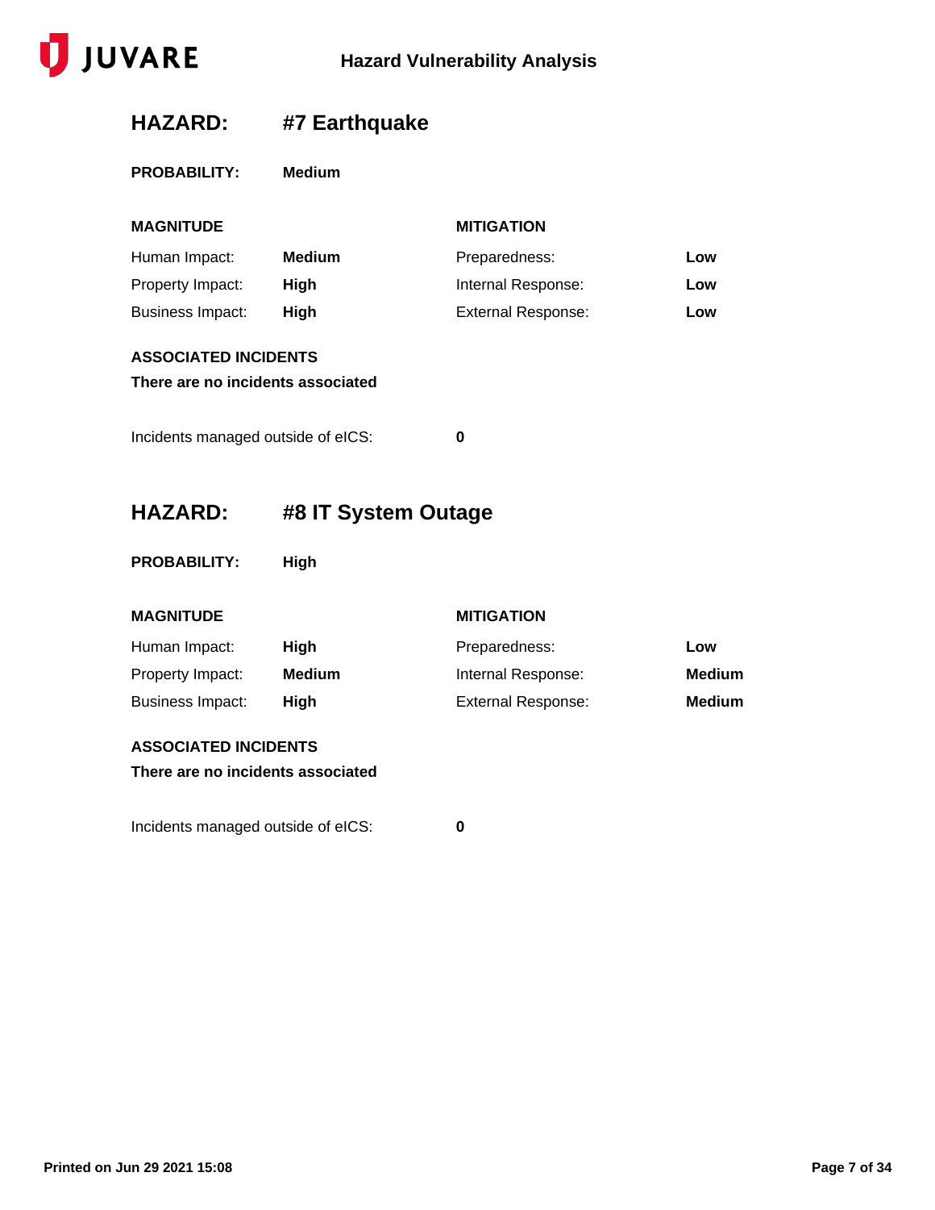## HAZARD: #7 Earthquake

**PROBABILITY:** **Medium**

| MAGNITUDE | | MITIGATION | |
|---|---|---|---|
| Human Impact: | **Medium** | Preparedness: | **Low** |
| Property Impact: | **High** | Internal Response: | **Low** |
| Business Impact: | **High** | External Response: | **Low** |

**ASSOCIATED INCIDENTS**

**There are no incidents associated**

Incidents managed outside of eICS: **0**

## HAZARD: #8 IT System Outage

**PROBABILITY:** **High**

| MAGNITUDE | | MITIGATION | |
|---|---|---|---|
| Human Impact: | **High** | Preparedness: | **Low** |
| Property Impact: | **Medium** | Internal Response: | **Medium** |
| Business Impact: | **High** | External Response: | **Medium** |

**ASSOCIATED INCIDENTS**

**There are no incidents associated**

Incidents managed outside of eICS: **0**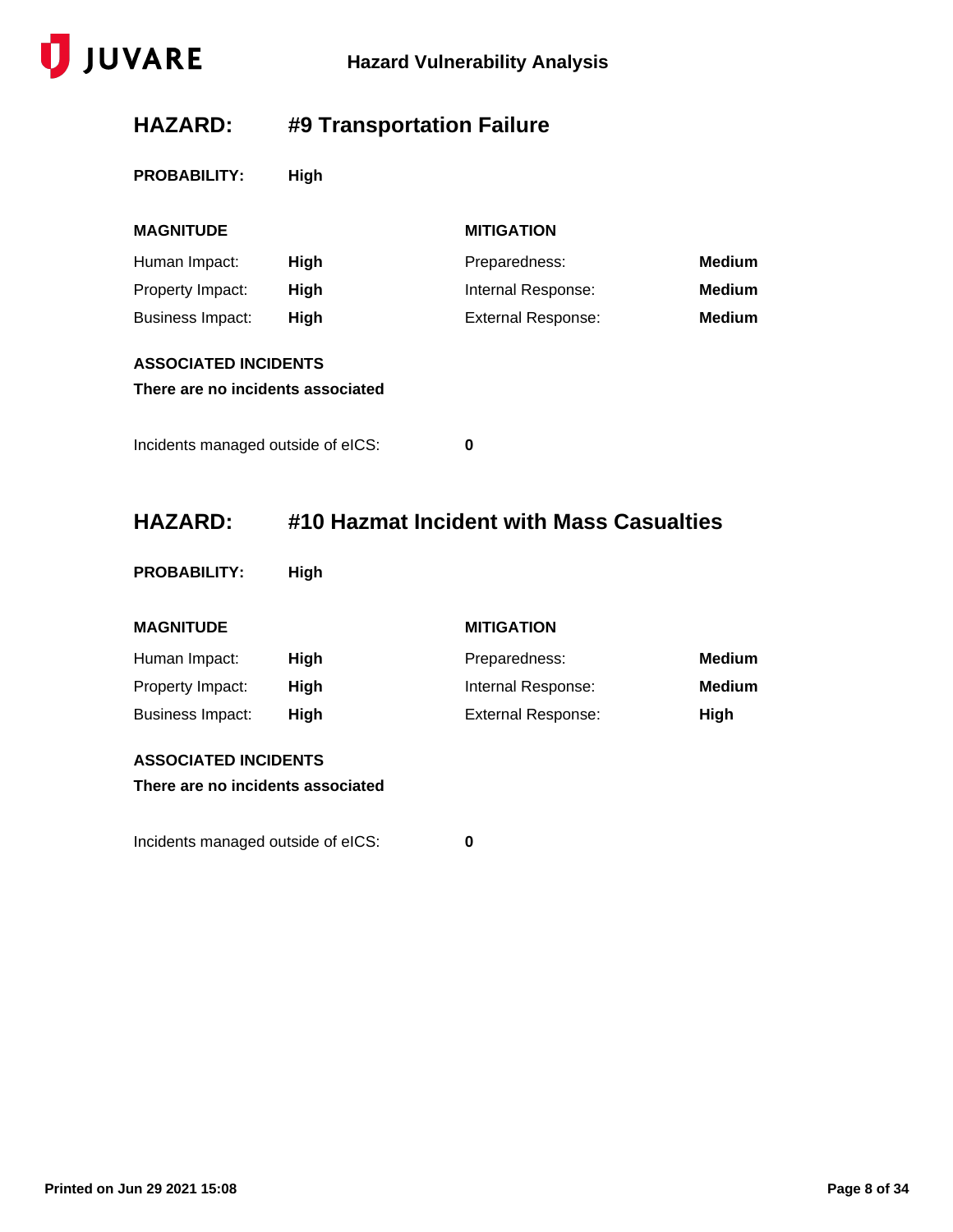## HAZARD: #9 Transportation Failure

**PROBABILITY:** **High**

| MAGNITUDE | | MITIGATION | |
|---|---|---|---|
| Human Impact: | **High** | Preparedness: | **Medium** |
| Property Impact: | **High** | Internal Response: | **Medium** |
| Business Impact: | **High** | External Response: | **Medium** |

**ASSOCIATED INCIDENTS**

**There are no incidents associated**

Incidents managed outside of eICS: **0**

## HAZARD: #10 Hazmat Incident with Mass Casualties

**PROBABILITY:** **High**

| MAGNITUDE | | MITIGATION | |
|---|---|---|---|
| Human Impact: | **High** | Preparedness: | **Medium** |
| Property Impact: | **High** | Internal Response: | **Medium** |
| Business Impact: | **High** | External Response: | **High** |

**ASSOCIATED INCIDENTS**

**There are no incidents associated**

Incidents managed outside of eICS: **0**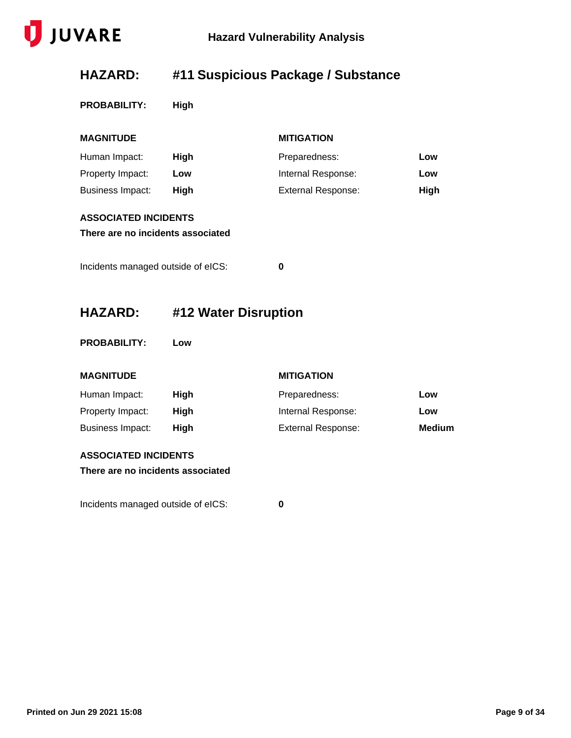## HAZARD: #11 Suspicious Package / Substance

**PROBABILITY:** **High**

| MAGNITUDE | | MITIGATION | |
|---|---|---|---|
| Human Impact: | **High** | Preparedness: | **Low** |
| Property Impact: | **Low** | Internal Response: | **Low** |
| Business Impact: | **High** | External Response: | **High** |

**ASSOCIATED INCIDENTS**

**There are no incidents associated**

Incidents managed outside of eICS: **0**

## HAZARD: #12 Water Disruption

**PROBABILITY:** **Low**

| MAGNITUDE | | MITIGATION | |
|---|---|---|---|
| Human Impact: | **High** | Preparedness: | **Low** |
| Property Impact: | **High** | Internal Response: | **Low** |
| Business Impact: | **High** | External Response: | **Medium** |

**ASSOCIATED INCIDENTS**

**There are no incidents associated**

Incidents managed outside of eICS: **0**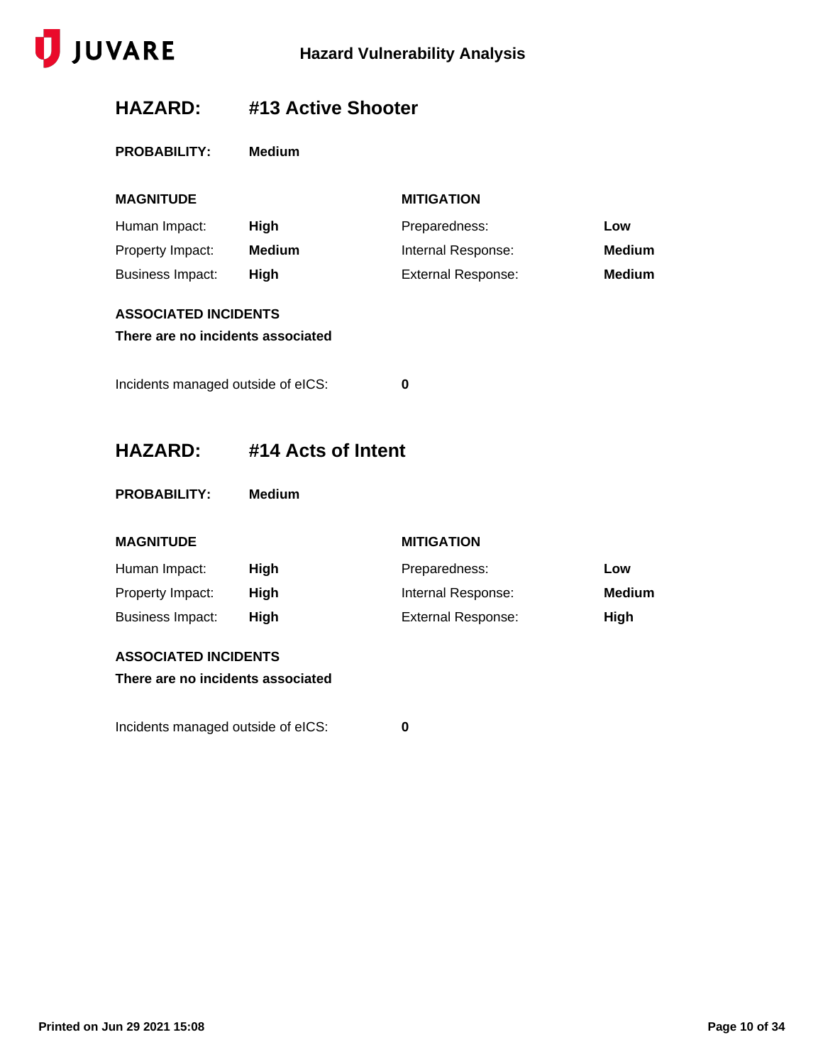## HAZARD: #13 Active Shooter

**PROBABILITY:** **Medium**

| MAGNITUDE | | MITIGATION | |
|---|---|---|---|
| Human Impact: | **High** | Preparedness: | **Low** |
| Property Impact: | **Medium** | Internal Response: | **Medium** |
| Business Impact: | **High** | External Response: | **Medium** |

**ASSOCIATED INCIDENTS**

**There are no incidents associated**

Incidents managed outside of eICS: **0**

## HAZARD: #14 Acts of Intent

**PROBABILITY:** **Medium**

| MAGNITUDE | | MITIGATION | |
|---|---|---|---|
| Human Impact: | **High** | Preparedness: | **Low** |
| Property Impact: | **High** | Internal Response: | **Medium** |
| Business Impact: | **High** | External Response: | **High** |

**ASSOCIATED INCIDENTS**

**There are no incidents associated**

Incidents managed outside of eICS: **0**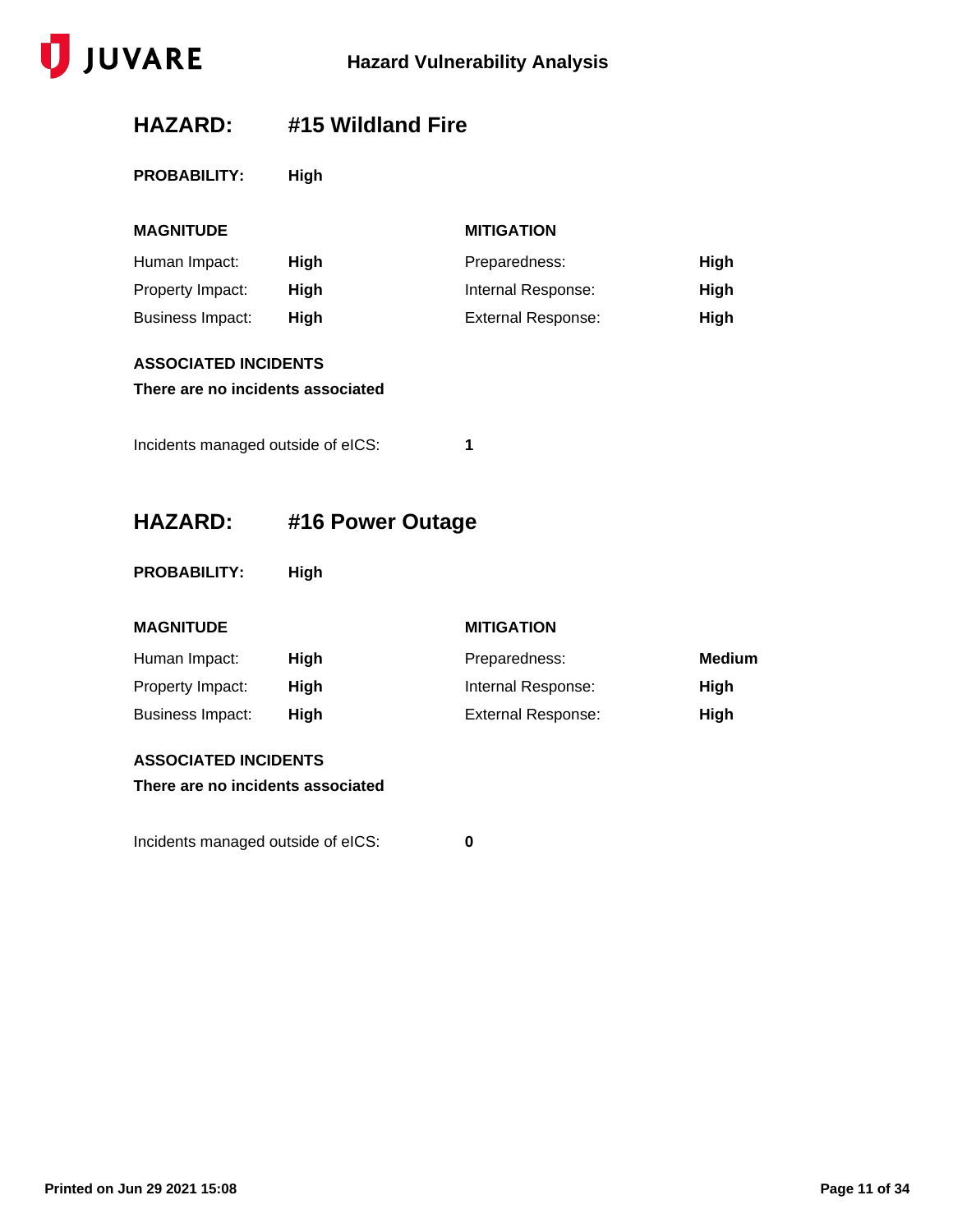## HAZARD: #15 Wildland Fire

**PROBABILITY:** **High**

| MAGNITUDE | | MITIGATION | |
|---|---|---|---|
| Human Impact: | **High** | Preparedness: | **High** |
| Property Impact: | **High** | Internal Response: | **High** |
| Business Impact: | **High** | External Response: | **High** |

**ASSOCIATED INCIDENTS**

**There are no incidents associated**

Incidents managed outside of eICS: **1**

## HAZARD: #16 Power Outage

**PROBABILITY:** **High**

| MAGNITUDE | | MITIGATION | |
|---|---|---|---|
| Human Impact: | **High** | Preparedness: | **Medium** |
| Property Impact: | **High** | Internal Response: | **High** |
| Business Impact: | **High** | External Response: | **High** |

**ASSOCIATED INCIDENTS**

**There are no incidents associated**

Incidents managed outside of eICS: **0**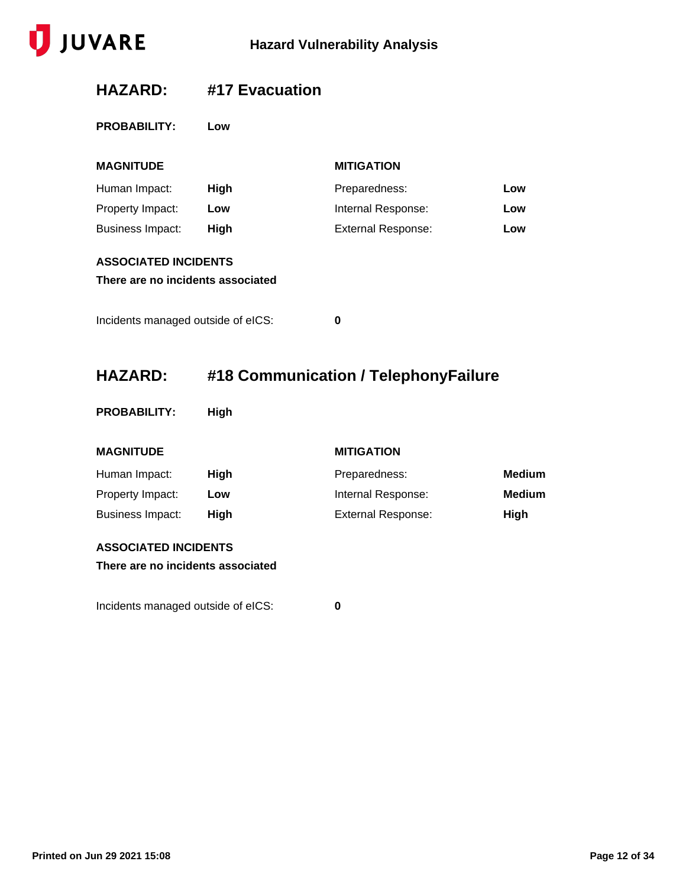## HAZARD: #17 Evacuation

**PROBABILITY:** Low

| MAGNITUDE | | MITIGATION | |
|---|---|---|---|
| Human Impact: | **High** | Preparedness: | **Low** |
| Property Impact: | **Low** | Internal Response: | **Low** |
| Business Impact: | **High** | External Response: | **Low** |

**ASSOCIATED INCIDENTS**

**There are no incidents associated**

Incidents managed outside of eICS: **0**

## HAZARD: #18 Communication / TelephonyFailure

**PROBABILITY:** High

| MAGNITUDE | | MITIGATION | |
|---|---|---|---|
| Human Impact: | **High** | Preparedness: | **Medium** |
| Property Impact: | **Low** | Internal Response: | **Medium** |
| Business Impact: | **High** | External Response: | **High** |

**ASSOCIATED INCIDENTS**

**There are no incidents associated**

Incidents managed outside of eICS: **0**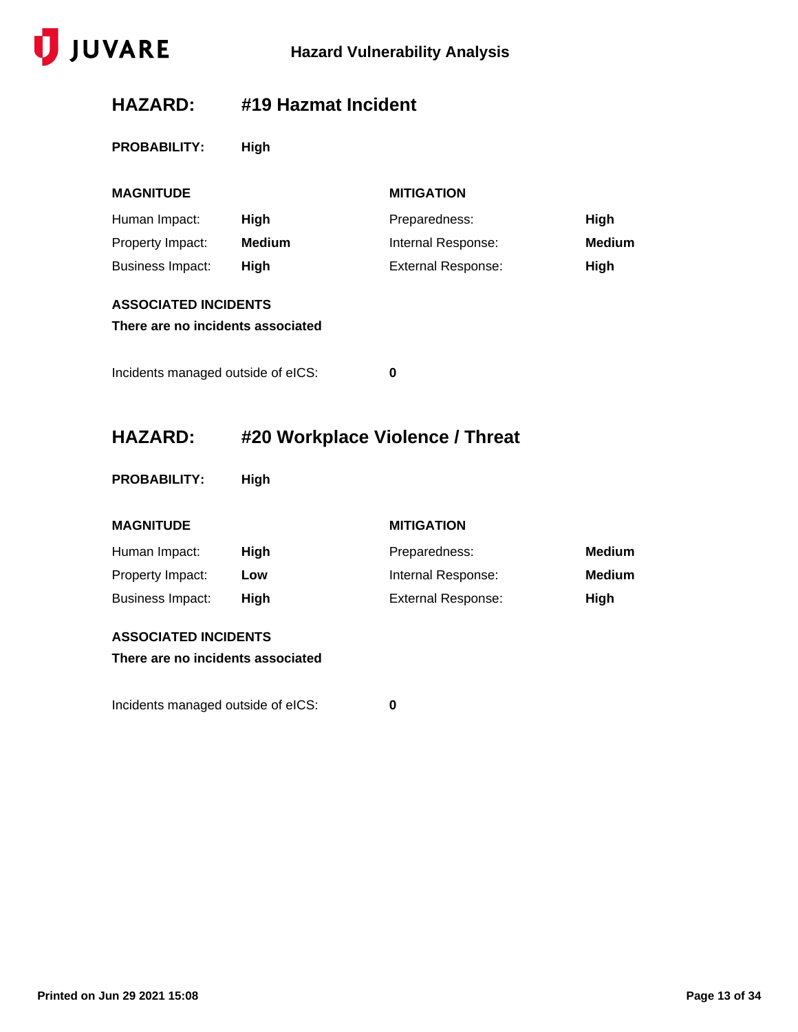## HAZARD: #19 Hazmat Incident

**PROBABILITY:** **High**

| MAGNITUDE | | MITIGATION | |
|---|---|---|---|
| Human Impact: | **High** | Preparedness: | **High** |
| Property Impact: | **Medium** | Internal Response: | **Medium** |
| Business Impact: | **High** | External Response: | **High** |

**ASSOCIATED INCIDENTS**

**There are no incidents associated**

Incidents managed outside of eICS: **0**

## HAZARD: #20 Workplace Violence / Threat

**PROBABILITY:** **High**

| MAGNITUDE | | MITIGATION | |
|---|---|---|---|
| Human Impact: | **High** | Preparedness: | **Medium** |
| Property Impact: | **Low** | Internal Response: | **Medium** |
| Business Impact: | **High** | External Response: | **High** |

**ASSOCIATED INCIDENTS**

**There are no incidents associated**

Incidents managed outside of eICS: **0**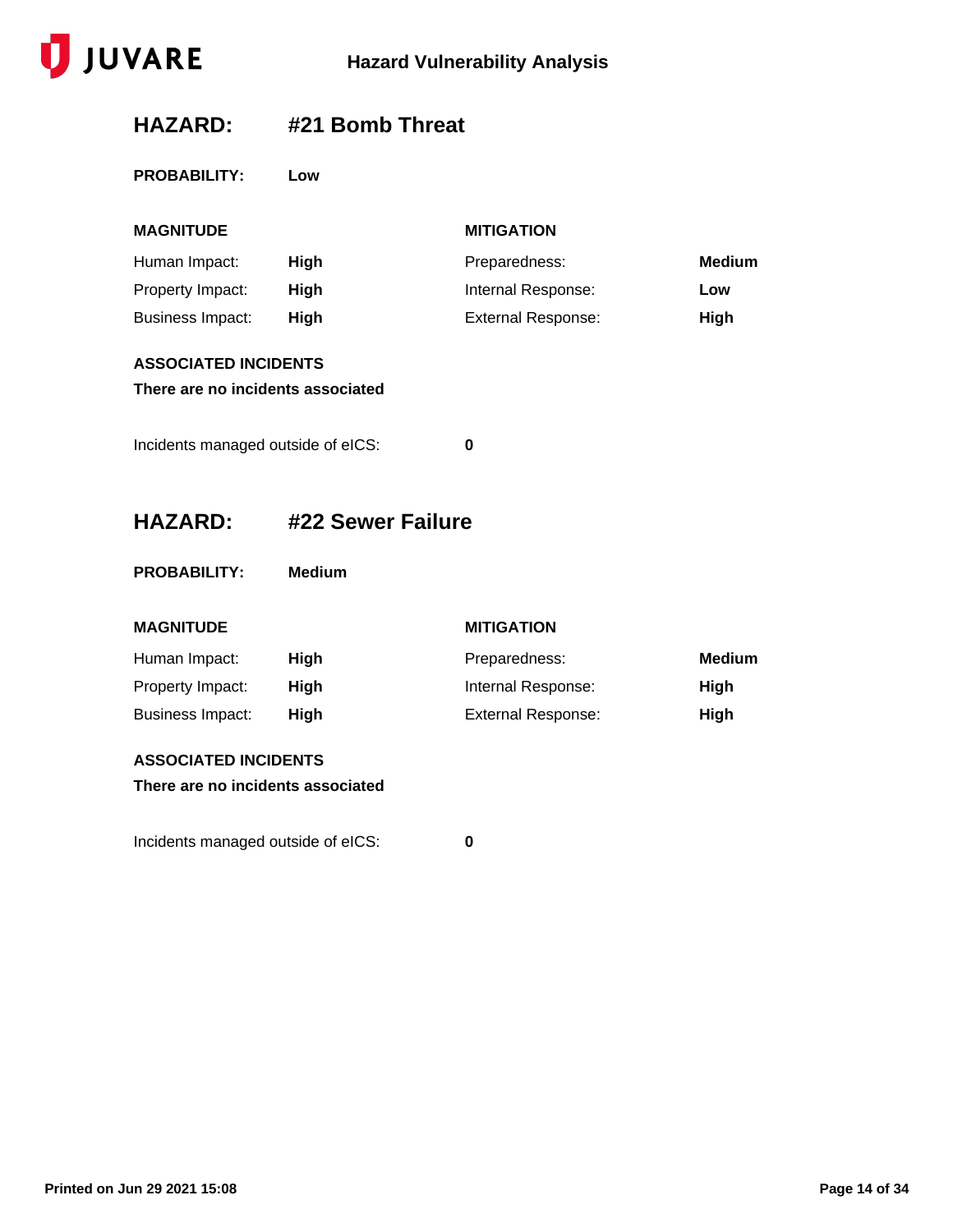## HAZARD: #21 Bomb Threat

**PROBABILITY:** **Low**

| MAGNITUDE | | MITIGATION | |
|---|---|---|---|
| Human Impact: | **High** | Preparedness: | **Medium** |
| Property Impact: | **High** | Internal Response: | **Low** |
| Business Impact: | **High** | External Response: | **High** |

**ASSOCIATED INCIDENTS**

**There are no incidents associated**

Incidents managed outside of eICS: **0**

## HAZARD: #22 Sewer Failure

**PROBABILITY:** **Medium**

| MAGNITUDE | | MITIGATION | |
|---|---|---|---|
| Human Impact: | **High** | Preparedness: | **Medium** |
| Property Impact: | **High** | Internal Response: | **High** |
| Business Impact: | **High** | External Response: | **High** |

**ASSOCIATED INCIDENTS**

**There are no incidents associated**

Incidents managed outside of eICS: **0**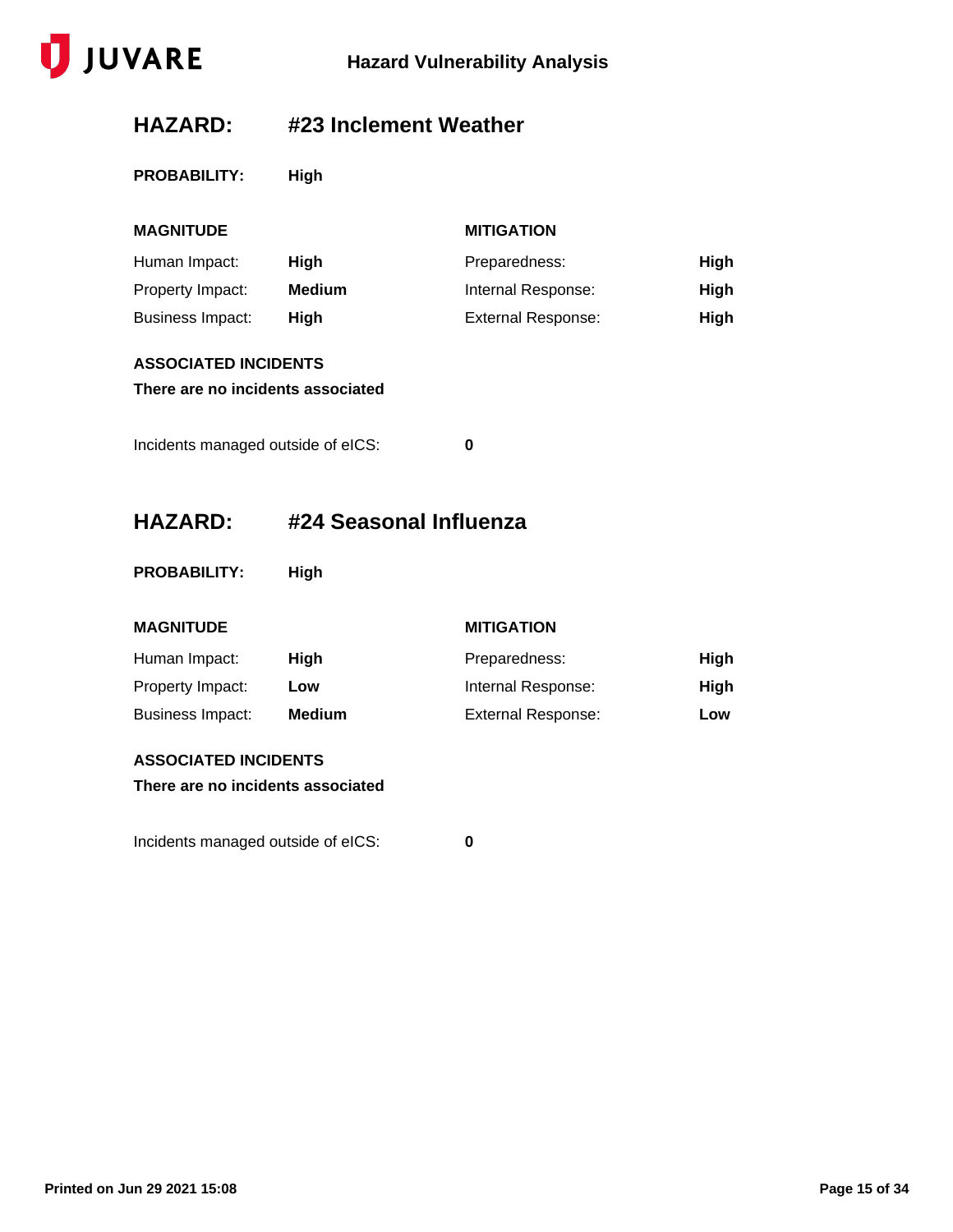## HAZARD: #23 Inclement Weather

**PROBABILITY:** High

| MAGNITUDE | | MITIGATION | |
|---|---|---|---|
| Human Impact: | **High** | Preparedness: | **High** |
| Property Impact: | **Medium** | Internal Response: | **High** |
| Business Impact: | **High** | External Response: | **High** |

**ASSOCIATED INCIDENTS**

**There are no incidents associated**

Incidents managed outside of eICS: **0**

## HAZARD: #24 Seasonal Influenza

**PROBABILITY:** High

| MAGNITUDE | | MITIGATION | |
|---|---|---|---|
| Human Impact: | **High** | Preparedness: | **High** |
| Property Impact: | **Low** | Internal Response: | **High** |
| Business Impact: | **Medium** | External Response: | **Low** |

**ASSOCIATED INCIDENTS**

**There are no incidents associated**

Incidents managed outside of eICS: **0**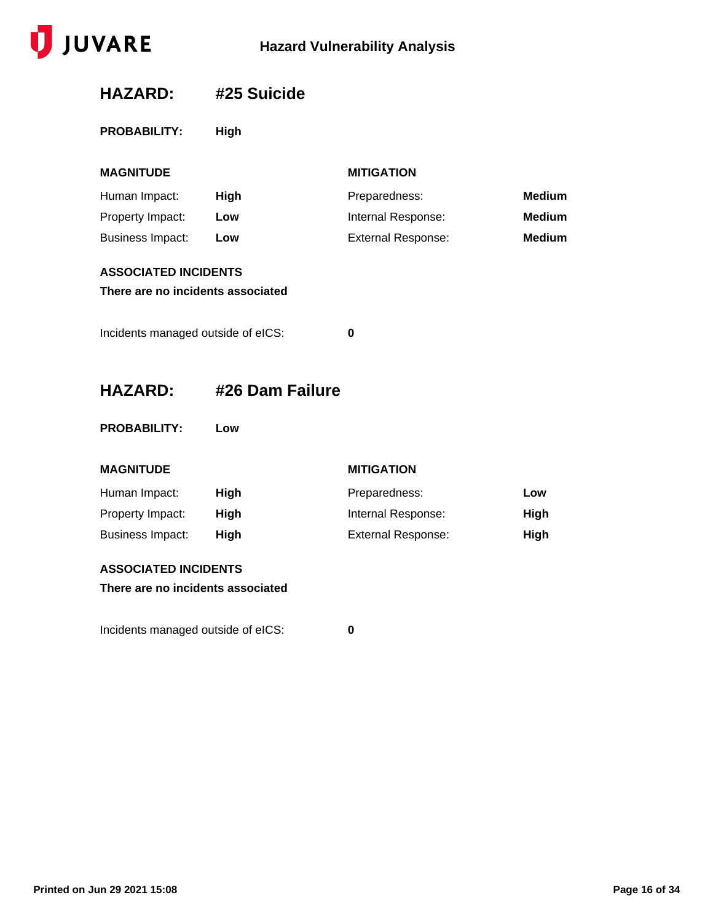## HAZARD: #25 Suicide

**PROBABILITY:** **High**

| MAGNITUDE | | MITIGATION | |
|---|---|---|---|
| Human Impact: | **High** | Preparedness: | **Medium** |
| Property Impact: | **Low** | Internal Response: | **Medium** |
| Business Impact: | **Low** | External Response: | **Medium** |

**ASSOCIATED INCIDENTS**

**There are no incidents associated**

Incidents managed outside of eICS: **0**

## HAZARD: #26 Dam Failure

**PROBABILITY:** **Low**

| MAGNITUDE | | MITIGATION | |
|---|---|---|---|
| Human Impact: | **High** | Preparedness: | **Low** |
| Property Impact: | **High** | Internal Response: | **High** |
| Business Impact: | **High** | External Response: | **High** |

**ASSOCIATED INCIDENTS**

**There are no incidents associated**

Incidents managed outside of eICS: **0**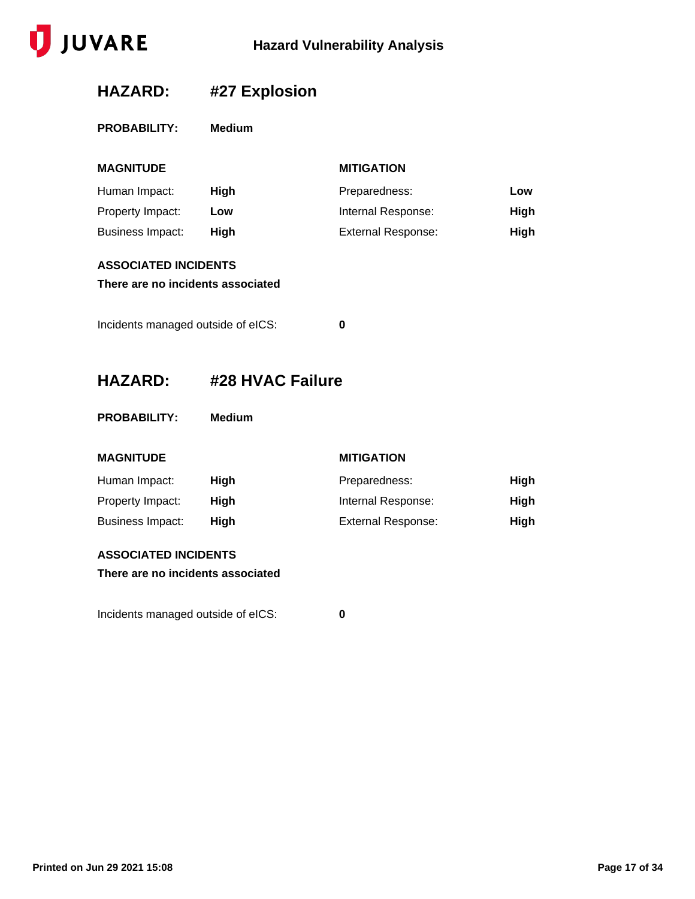## HAZARD: #27 Explosion

**PROBABILITY:** **Medium**

| MAGNITUDE | | MITIGATION | |
|---|---|---|---|
| Human Impact: | **High** | Preparedness: | **Low** |
| Property Impact: | **Low** | Internal Response: | **High** |
| Business Impact: | **High** | External Response: | **High** |

**ASSOCIATED INCIDENTS**

**There are no incidents associated**

Incidents managed outside of eICS: **0**

## HAZARD: #28 HVAC Failure

**PROBABILITY:** **Medium**

| MAGNITUDE | | MITIGATION | |
|---|---|---|---|
| Human Impact: | **High** | Preparedness: | **High** |
| Property Impact: | **High** | Internal Response: | **High** |
| Business Impact: | **High** | External Response: | **High** |

**ASSOCIATED INCIDENTS**

**There are no incidents associated**

Incidents managed outside of eICS: **0**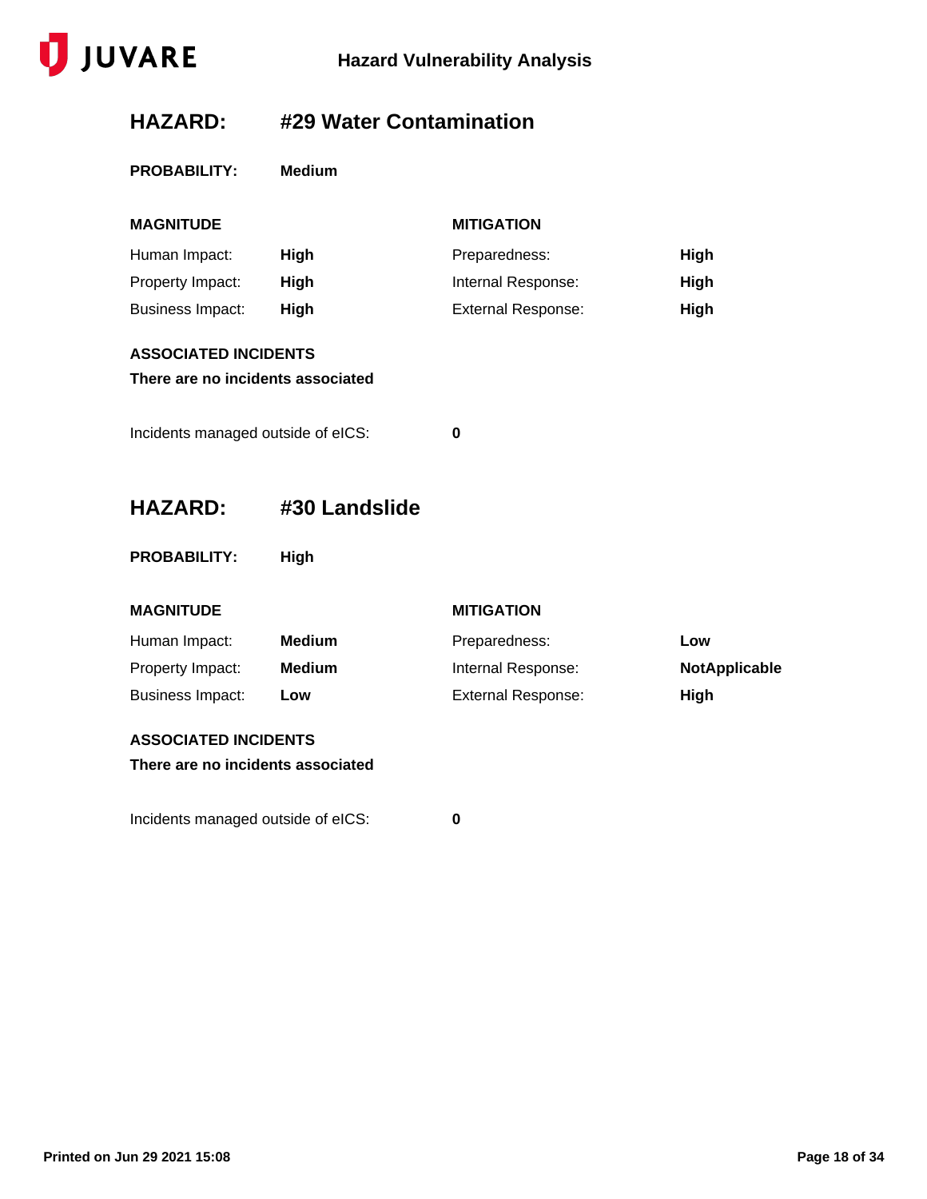## HAZARD: #29 Water Contamination

**PROBABILITY:** **Medium**

| MAGNITUDE | | MITIGATION | |
|---|---|---|---|
| Human Impact: | **High** | Preparedness: | **High** |
| Property Impact: | **High** | Internal Response: | **High** |
| Business Impact: | **High** | External Response: | **High** |

**ASSOCIATED INCIDENTS**

**There are no incidents associated**

Incidents managed outside of eICS: **0**

## HAZARD: #30 Landslide

**PROBABILITY:** **High**

| MAGNITUDE | | MITIGATION | |
|---|---|---|---|
| Human Impact: | **Medium** | Preparedness: | **Low** |
| Property Impact: | **Medium** | Internal Response: | **NotApplicable** |
| Business Impact: | **Low** | External Response: | **High** |

**ASSOCIATED INCIDENTS**

**There are no incidents associated**

Incidents managed outside of eICS: **0**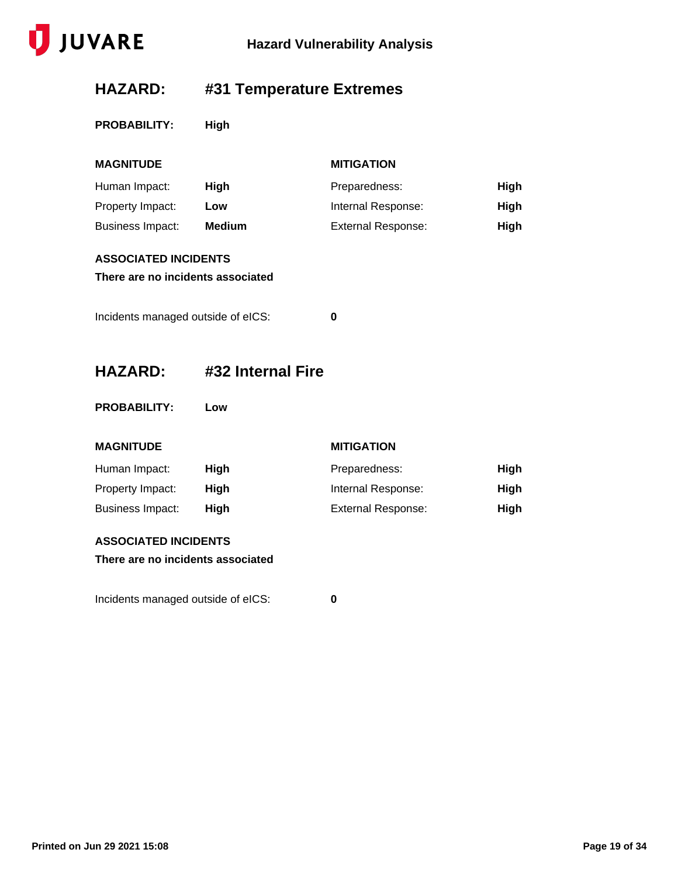## HAZARD: #31 Temperature Extremes

**PROBABILITY:** **High**

| MAGNITUDE | | MITIGATION | |
|---|---|---|---|
| Human Impact: | **High** | Preparedness: | **High** |
| Property Impact: | **Low** | Internal Response: | **High** |
| Business Impact: | **Medium** | External Response: | **High** |

**ASSOCIATED INCIDENTS**

**There are no incidents associated**

Incidents managed outside of eICS: **0**

## HAZARD: #32 Internal Fire

**PROBABILITY:** **Low**

| MAGNITUDE | | MITIGATION | |
|---|---|---|---|
| Human Impact: | **High** | Preparedness: | **High** |
| Property Impact: | **High** | Internal Response: | **High** |
| Business Impact: | **High** | External Response: | **High** |

**ASSOCIATED INCIDENTS**

**There are no incidents associated**

Incidents managed outside of eICS: **0**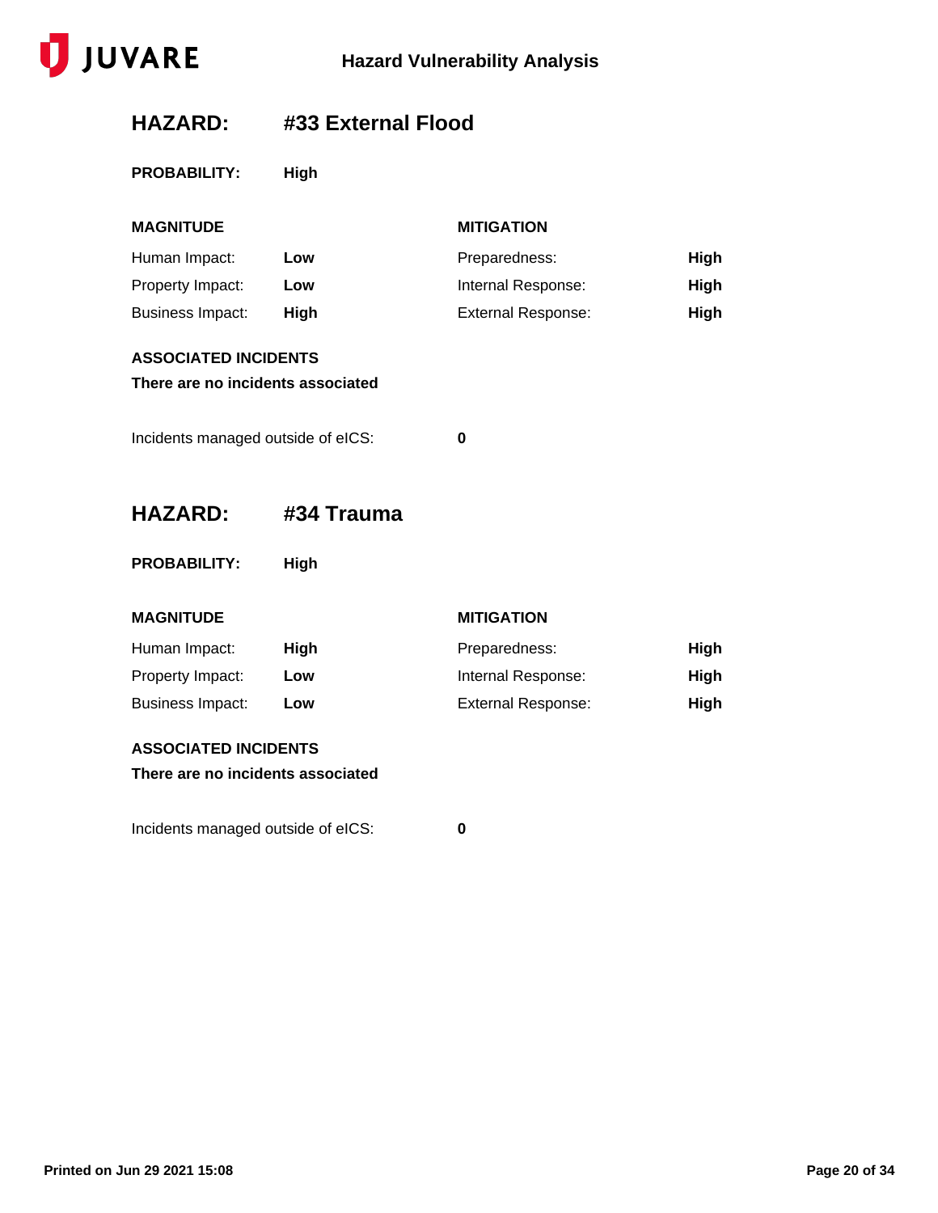## HAZARD: #33 External Flood

**PROBABILITY:** **High**

| MAGNITUDE | | MITIGATION | |
|---|---|---|---|
| Human Impact: | **Low** | Preparedness: | **High** |
| Property Impact: | **Low** | Internal Response: | **High** |
| Business Impact: | **High** | External Response: | **High** |

**ASSOCIATED INCIDENTS**

**There are no incidents associated**

Incidents managed outside of eICS: **0**

## HAZARD: #34 Trauma

**PROBABILITY:** **High**

| MAGNITUDE | | MITIGATION | |
|---|---|---|---|
| Human Impact: | **High** | Preparedness: | **High** |
| Property Impact: | **Low** | Internal Response: | **High** |
| Business Impact: | **Low** | External Response: | **High** |

**ASSOCIATED INCIDENTS**

**There are no incidents associated**

Incidents managed outside of eICS: **0**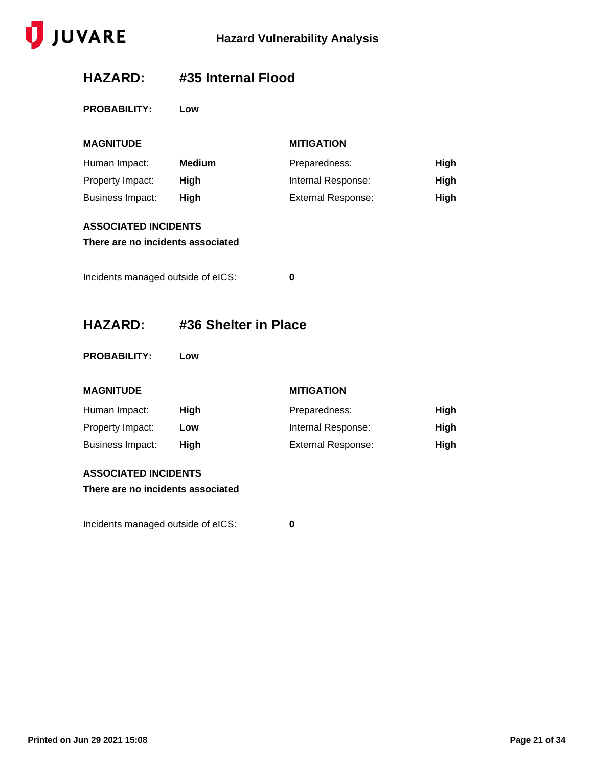## HAZARD: #35 Internal Flood

**PROBABILITY:** Low

| MAGNITUDE | | MITIGATION | |
|---|---|---|---|
| Human Impact: | **Medium** | Preparedness: | **High** |
| Property Impact: | **High** | Internal Response: | **High** |
| Business Impact: | **High** | External Response: | **High** |

**ASSOCIATED INCIDENTS**

**There are no incidents associated**

Incidents managed outside of eICS: **0**

## HAZARD: #36 Shelter in Place

**PROBABILITY:** Low

| MAGNITUDE | | MITIGATION | |
|---|---|---|---|
| Human Impact: | **High** | Preparedness: | **High** |
| Property Impact: | **Low** | Internal Response: | **High** |
| Business Impact: | **High** | External Response: | **High** |

**ASSOCIATED INCIDENTS**

**There are no incidents associated**

Incidents managed outside of eICS: **0**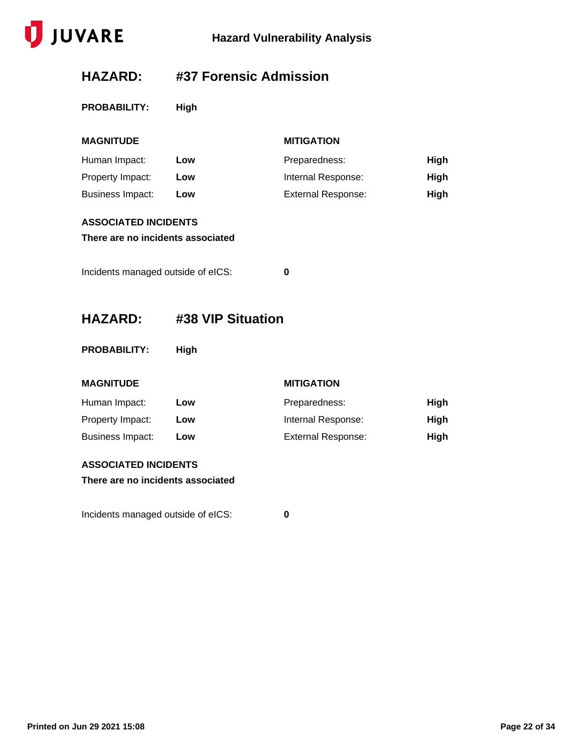## HAZARD: #37 Forensic Admission

**PROBABILITY:** **High**

| MAGNITUDE | | MITIGATION | |
| --- | --- | --- | --- |
| Human Impact: | **Low** | Preparedness: | **High** |
| Property Impact: | **Low** | Internal Response: | **High** |
| Business Impact: | **Low** | External Response: | **High** |

**ASSOCIATED INCIDENTS**

**There are no incidents associated**

Incidents managed outside of eICS: **0**

## HAZARD: #38 VIP Situation

**PROBABILITY:** **High**

| MAGNITUDE | | MITIGATION | |
| --- | --- | --- | --- |
| Human Impact: | **Low** | Preparedness: | **High** |
| Property Impact: | **Low** | Internal Response: | **High** |
| Business Impact: | **Low** | External Response: | **High** |

**ASSOCIATED INCIDENTS**

**There are no incidents associated**

Incidents managed outside of eICS: **0**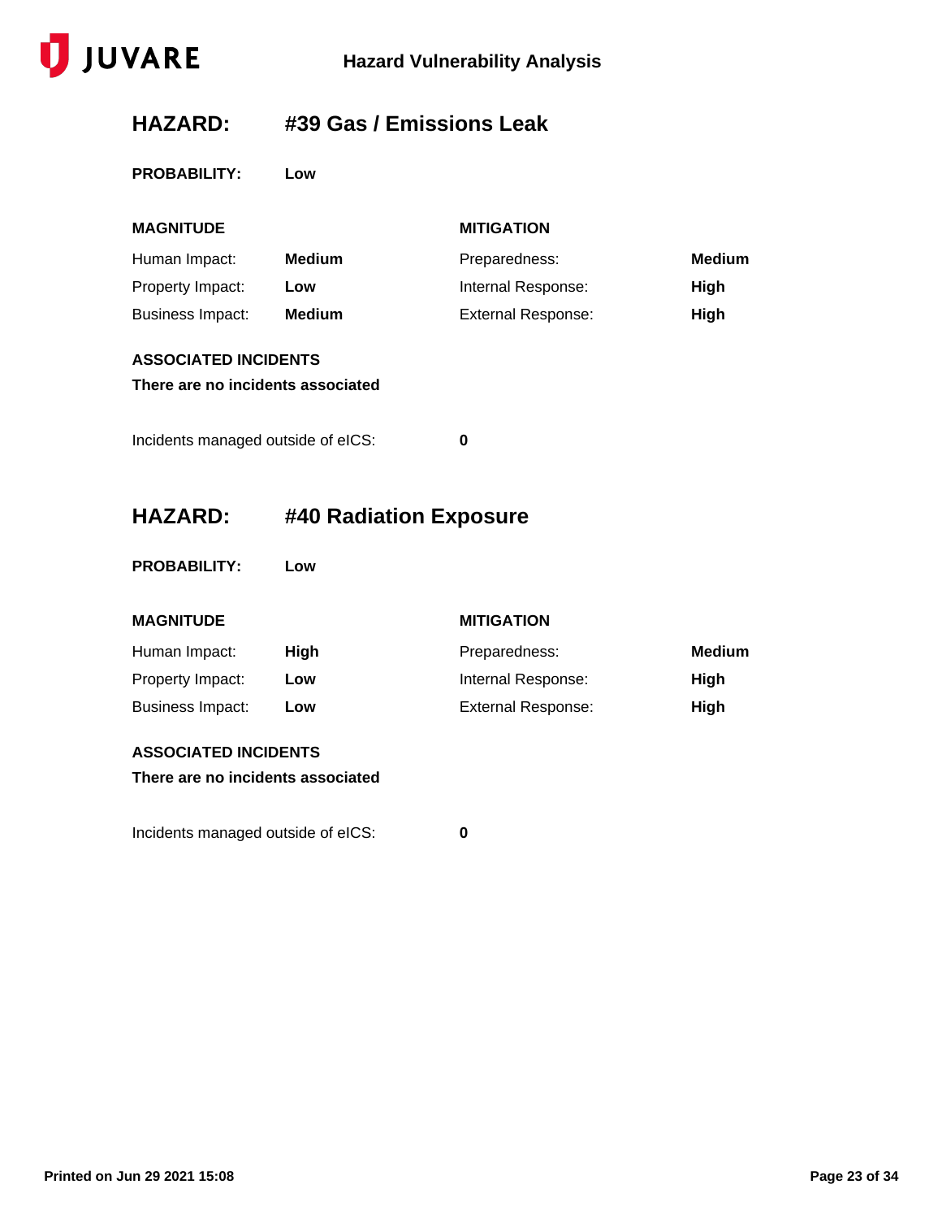## HAZARD: #39 Gas / Emissions Leak

**PROBABILITY:** Low

| MAGNITUDE | | MITIGATION | |
|---|---|---|---|
| Human Impact: | **Medium** | Preparedness: | **Medium** |
| Property Impact: | **Low** | Internal Response: | **High** |
| Business Impact: | **Medium** | External Response: | **High** |

**ASSOCIATED INCIDENTS**

**There are no incidents associated**

Incidents managed outside of eICS: **0**

## HAZARD: #40 Radiation Exposure

**PROBABILITY:** Low

| MAGNITUDE | | MITIGATION | |
|---|---|---|---|
| Human Impact: | **High** | Preparedness: | **Medium** |
| Property Impact: | **Low** | Internal Response: | **High** |
| Business Impact: | **Low** | External Response: | **High** |

**ASSOCIATED INCIDENTS**

**There are no incidents associated**

Incidents managed outside of eICS: **0**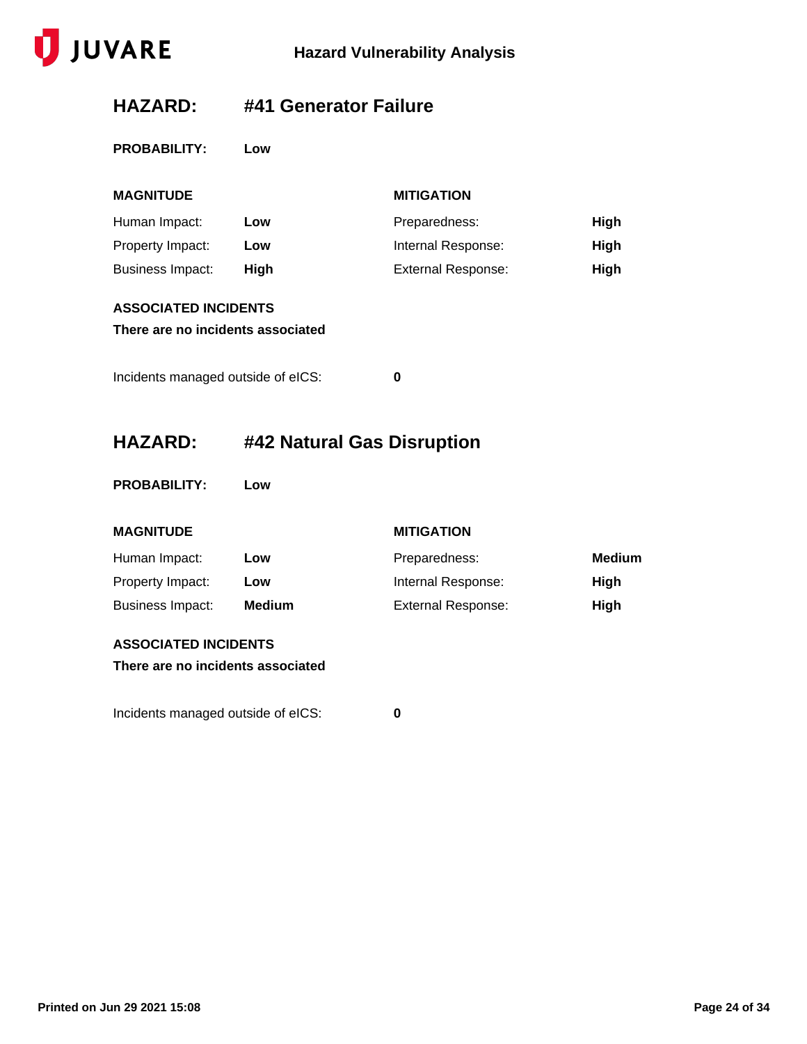## HAZARD: #41 Generator Failure

**PROBABILITY:** **Low**

| MAGNITUDE | | MITIGATION | |
|---|---|---|---|
| Human Impact: | **Low** | Preparedness: | **High** |
| Property Impact: | **Low** | Internal Response: | **High** |
| Business Impact: | **High** | External Response: | **High** |

**ASSOCIATED INCIDENTS**

**There are no incidents associated**

Incidents managed outside of eICS: **0**

## HAZARD: #42 Natural Gas Disruption

**PROBABILITY:** **Low**

| MAGNITUDE | | MITIGATION | |
|---|---|---|---|
| Human Impact: | **Low** | Preparedness: | **Medium** |
| Property Impact: | **Low** | Internal Response: | **High** |
| Business Impact: | **Medium** | External Response: | **High** |

**ASSOCIATED INCIDENTS**

**There are no incidents associated**

Incidents managed outside of eICS: **0**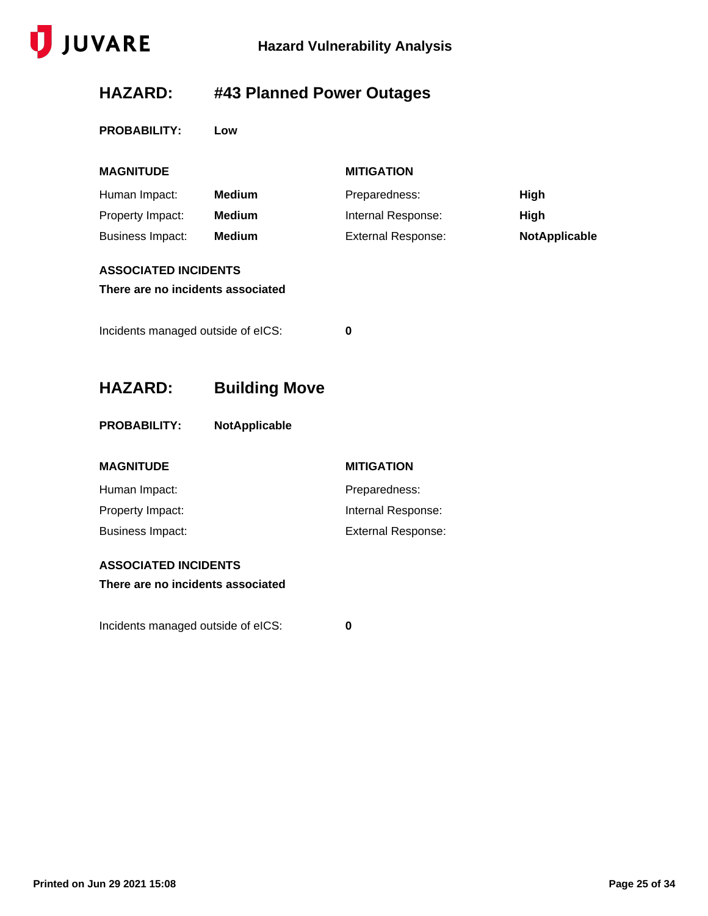## HAZARD: #43 Planned Power Outages

**PROBABILITY:** **Low**

| MAGNITUDE | | MITIGATION | |
|---|---|---|---|
| Human Impact: | **Medium** | Preparedness: | **High** |
| Property Impact: | **Medium** | Internal Response: | **High** |
| Business Impact: | **Medium** | External Response: | **NotApplicable** |

**ASSOCIATED INCIDENTS**

**There are no incidents associated**

Incidents managed outside of eICS: **0**

## HAZARD: Building Move

**PROBABILITY:** **NotApplicable**

| MAGNITUDE | | MITIGATION | |
|---|---|---|---|
| Human Impact: | | Preparedness: | |
| Property Impact: | | Internal Response: | |
| Business Impact: | | External Response: | |

**ASSOCIATED INCIDENTS**

**There are no incidents associated**

Incidents managed outside of eICS: **0**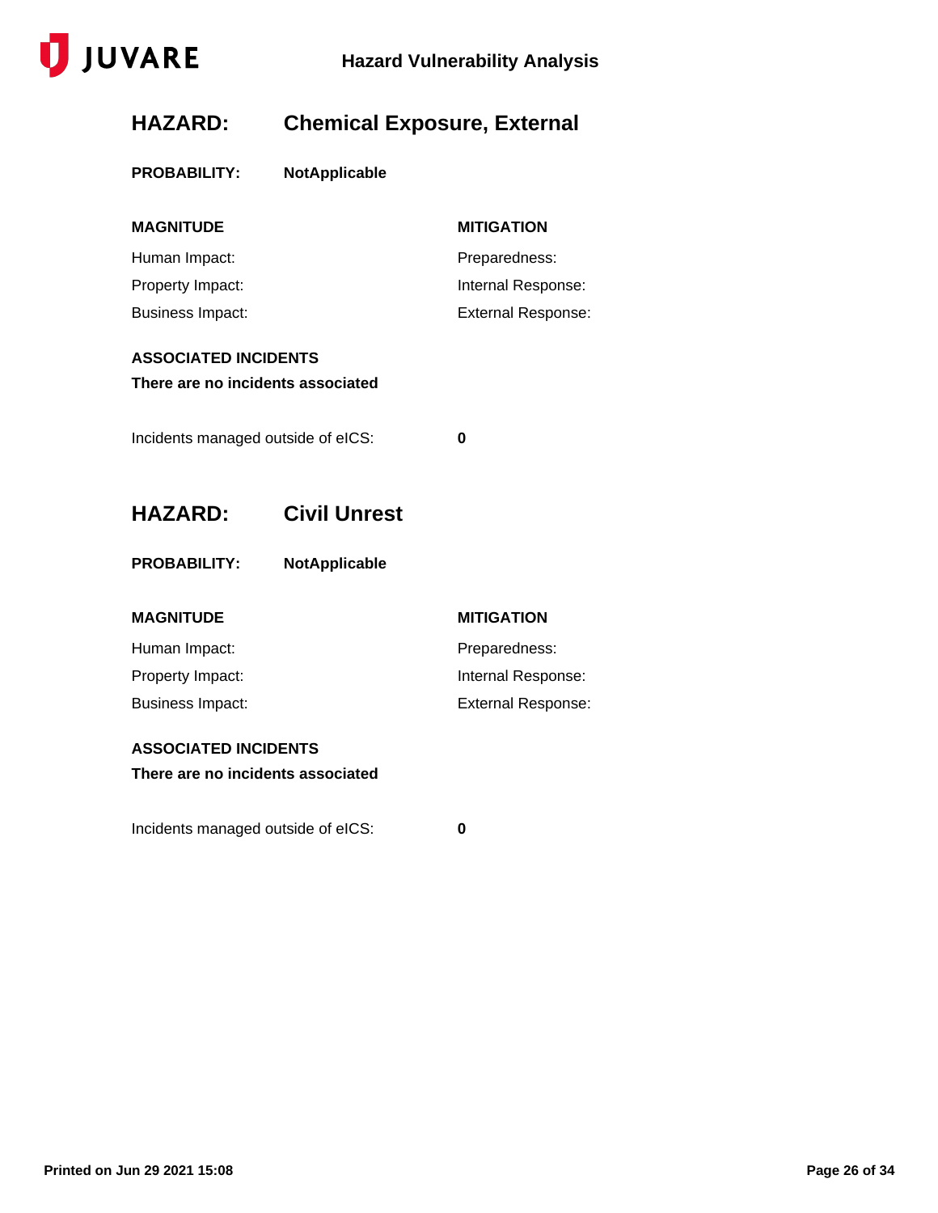## HAZARD: Chemical Exposure, External

**PROBABILITY:** **NotApplicable**

| **MAGNITUDE** | **MITIGATION** |
|---|---|
| Human Impact: | Preparedness: |
| Property Impact: | Internal Response: |
| Business Impact: | External Response: |

**ASSOCIATED INCIDENTS**

**There are no incidents associated**

Incidents managed outside of eICS: **0**

## HAZARD: Civil Unrest

**PROBABILITY:** **NotApplicable**

| **MAGNITUDE** | **MITIGATION** |
|---|---|
| Human Impact: | Preparedness: |
| Property Impact: | Internal Response: |
| Business Impact: | External Response: |

**ASSOCIATED INCIDENTS**

**There are no incidents associated**

Incidents managed outside of eICS: **0**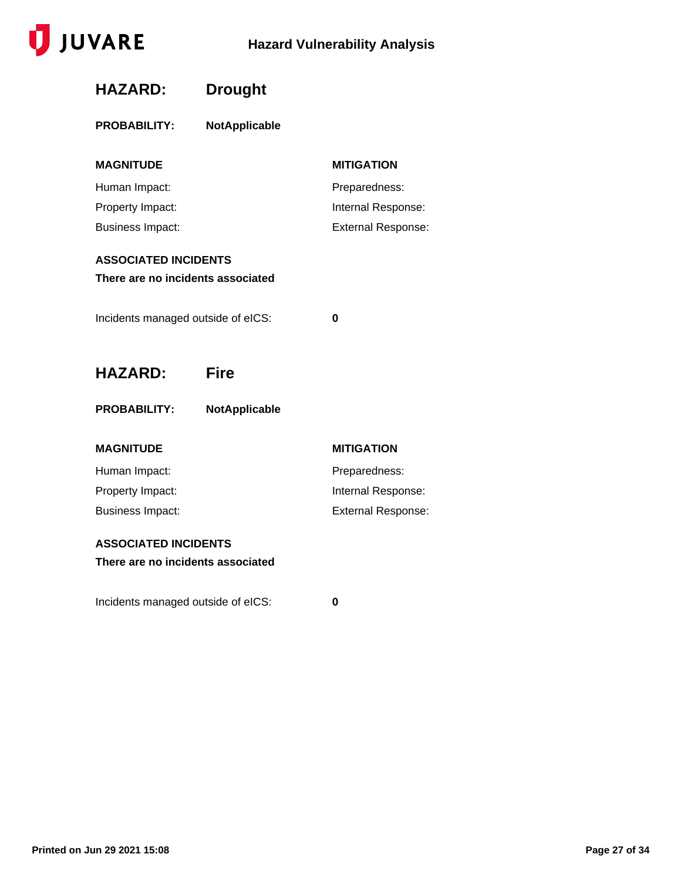## HAZARD: Drought

**PROBABILITY:** **NotApplicable**

| MAGNITUDE | MITIGATION |
| --- | --- |
| Human Impact: | Preparedness: |
| Property Impact: | Internal Response: |
| Business Impact: | External Response: |

**ASSOCIATED INCIDENTS**

**There are no incidents associated**

Incidents managed outside of eICS: **0**

## HAZARD: Fire

**PROBABILITY:** **NotApplicable**

| MAGNITUDE | MITIGATION |
| --- | --- |
| Human Impact: | Preparedness: |
| Property Impact: | Internal Response: |
| Business Impact: | External Response: |

**ASSOCIATED INCIDENTS**

**There are no incidents associated**

Incidents managed outside of eICS: **0**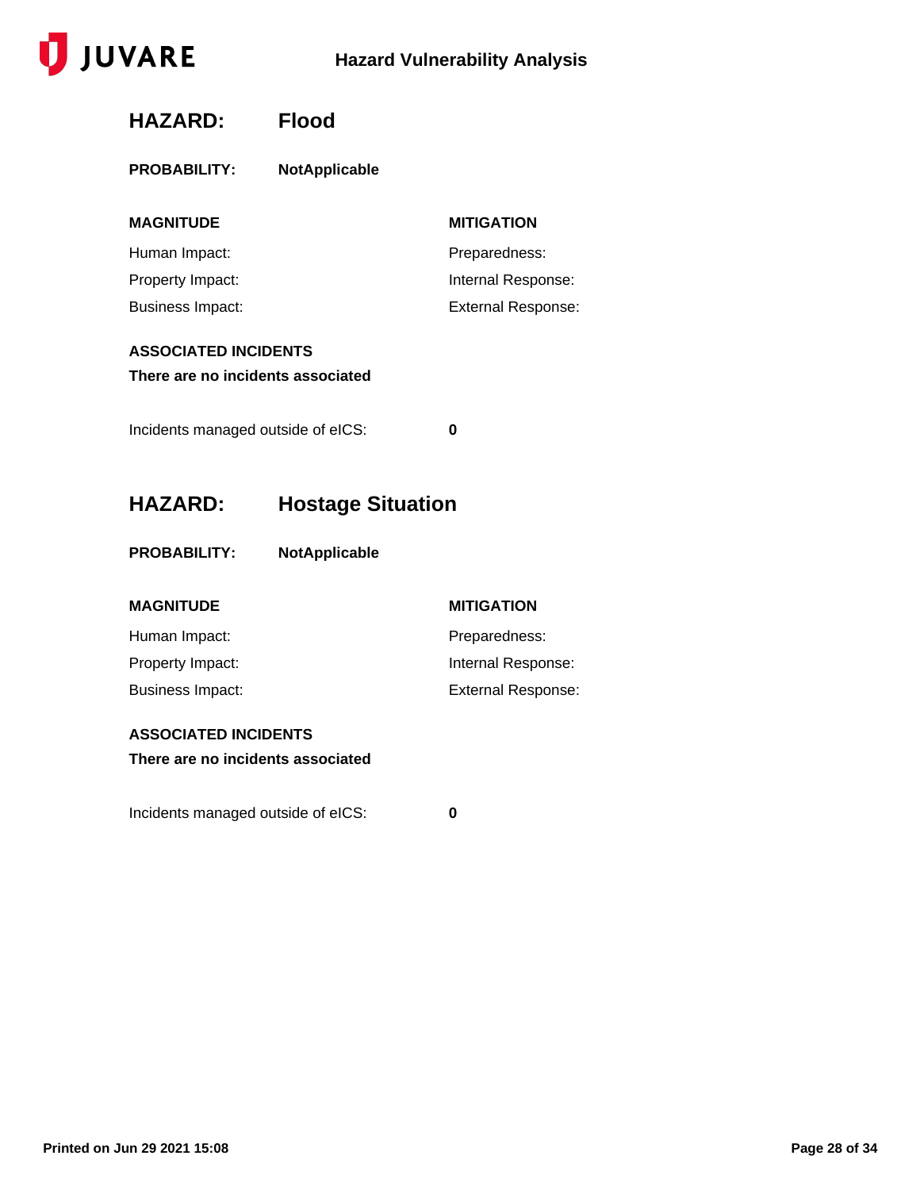## HAZARD: Flood

**PROBABILITY:** **NotApplicable**

| **MAGNITUDE** | **MITIGATION** |
| --- | --- |
| Human Impact: | Preparedness: |
| Property Impact: | Internal Response: |
| Business Impact: | External Response: |

**ASSOCIATED INCIDENTS**

**There are no incidents associated**

Incidents managed outside of eICS: **0**

## HAZARD: Hostage Situation

**PROBABILITY:** **NotApplicable**

| **MAGNITUDE** | **MITIGATION** |
| --- | --- |
| Human Impact: | Preparedness: |
| Property Impact: | Internal Response: |
| Business Impact: | External Response: |

**ASSOCIATED INCIDENTS**

**There are no incidents associated**

Incidents managed outside of eICS: **0**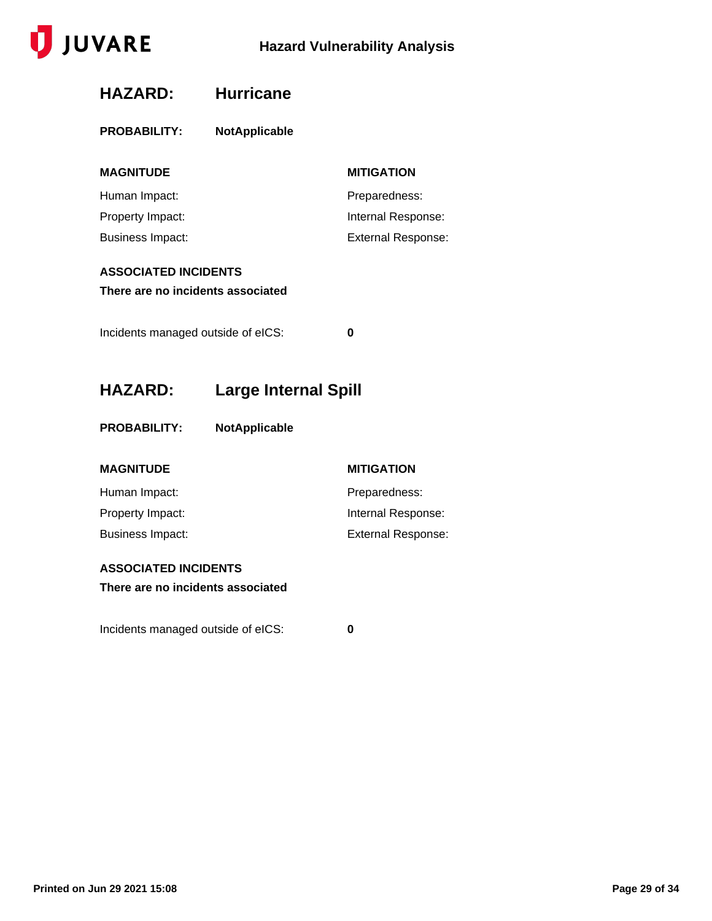## HAZARD: Hurricane

**PROBABILITY:** **NotApplicable**

| MAGNITUDE | MITIGATION |
| --- | --- |
| Human Impact: | Preparedness: |
| Property Impact: | Internal Response: |
| Business Impact: | External Response: |

**ASSOCIATED INCIDENTS**

**There are no incidents associated**

Incidents managed outside of eICS: **0**

## HAZARD: Large Internal Spill

**PROBABILITY:** **NotApplicable**

| MAGNITUDE | MITIGATION |
| --- | --- |
| Human Impact: | Preparedness: |
| Property Impact: | Internal Response: |
| Business Impact: | External Response: |

**ASSOCIATED INCIDENTS**

**There are no incidents associated**

Incidents managed outside of eICS: **0**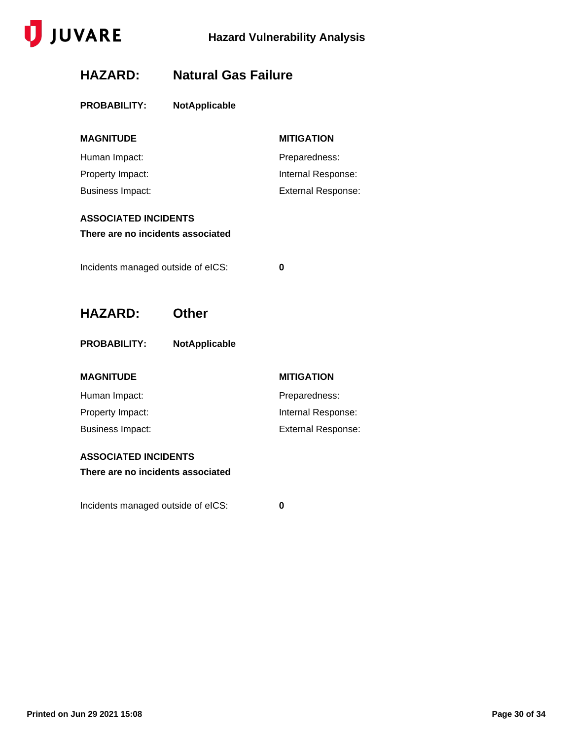## HAZARD: Natural Gas Failure

**PROBABILITY:** **NotApplicable**

| MAGNITUDE | MITIGATION |
|---|---|
| Human Impact: | Preparedness: |
| Property Impact: | Internal Response: |
| Business Impact: | External Response: |

**ASSOCIATED INCIDENTS**

**There are no incidents associated**

Incidents managed outside of eICS: **0**

## HAZARD: Other

**PROBABILITY:** **NotApplicable**

| MAGNITUDE | MITIGATION |
|---|---|
| Human Impact: | Preparedness: |
| Property Impact: | Internal Response: |
| Business Impact: | External Response: |

**ASSOCIATED INCIDENTS**

**There are no incidents associated**

Incidents managed outside of eICS: **0**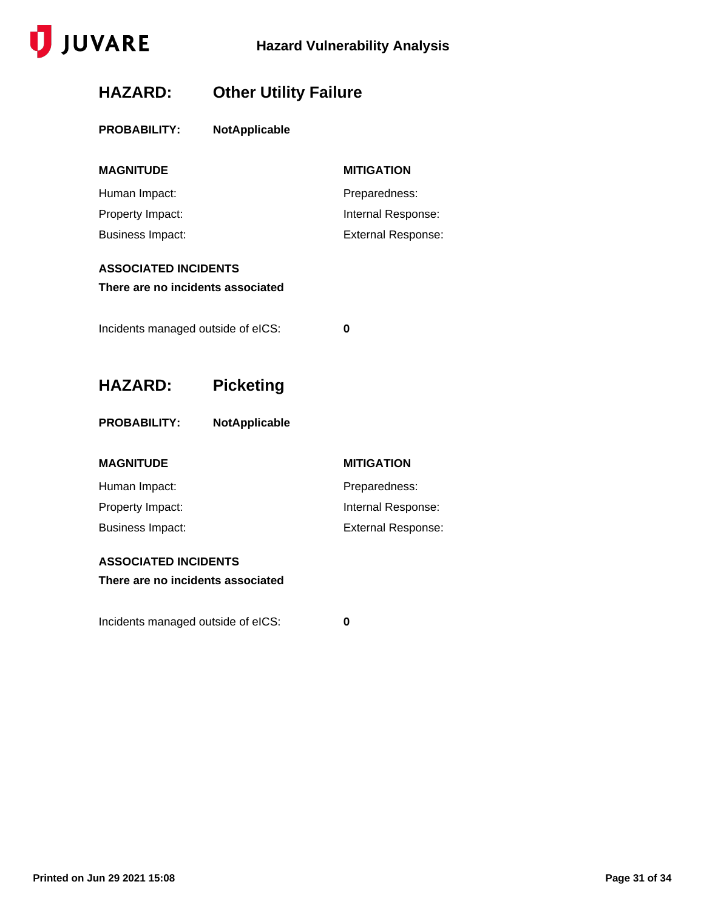## HAZARD: Other Utility Failure

**PROBABILITY:** **NotApplicable**

| MAGNITUDE | MITIGATION |
|---|---|
| Human Impact: | Preparedness: |
| Property Impact: | Internal Response: |
| Business Impact: | External Response: |

**ASSOCIATED INCIDENTS**

**There are no incidents associated**

Incidents managed outside of eICS: **0**

## HAZARD: Picketing

**PROBABILITY:** **NotApplicable**

| MAGNITUDE | MITIGATION |
|---|---|
| Human Impact: | Preparedness: |
| Property Impact: | Internal Response: |
| Business Impact: | External Response: |

**ASSOCIATED INCIDENTS**

**There are no incidents associated**

Incidents managed outside of eICS: **0**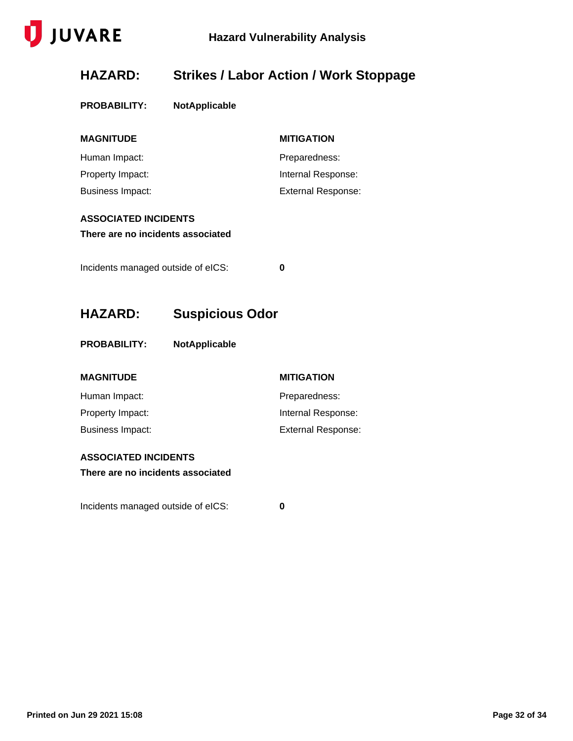## HAZARD: Strikes / Labor Action / Work Stoppage

**PROBABILITY:** **NotApplicable**

| MAGNITUDE | MITIGATION |
|---|---|
| Human Impact: | Preparedness: |
| Property Impact: | Internal Response: |
| Business Impact: | External Response: |

**ASSOCIATED INCIDENTS**

**There are no incidents associated**

Incidents managed outside of eICS: **0**

## HAZARD: Suspicious Odor

**PROBABILITY:** **NotApplicable**

| MAGNITUDE | MITIGATION |
|---|---|
| Human Impact: | Preparedness: |
| Property Impact: | Internal Response: |
| Business Impact: | External Response: |

**ASSOCIATED INCIDENTS**

**There are no incidents associated**

Incidents managed outside of eICS: **0**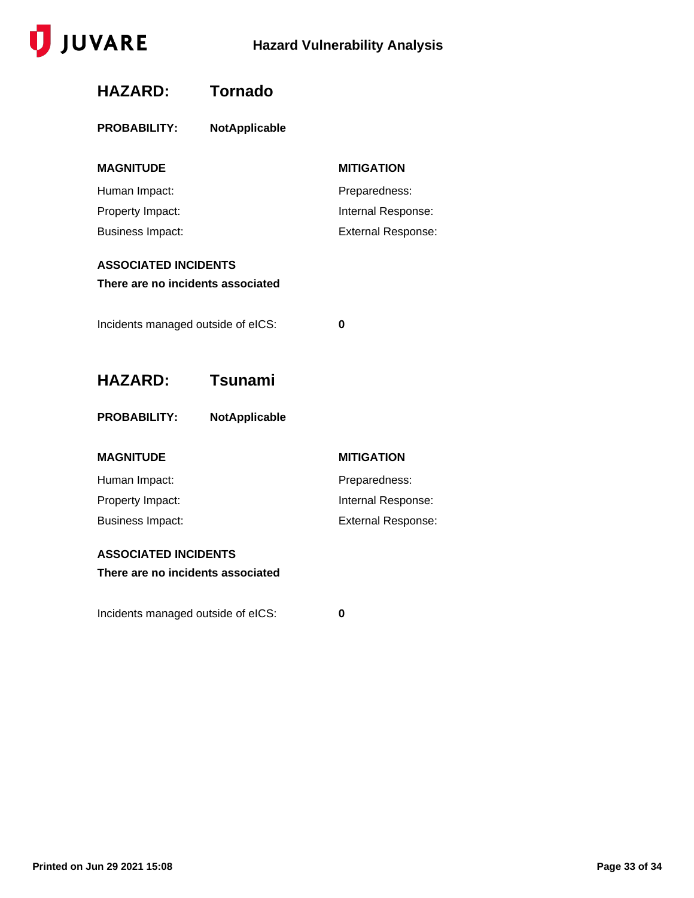## HAZARD: Tornado

**PROBABILITY:** **NotApplicable**

| **MAGNITUDE** | **MITIGATION** |
|---|---|
| Human Impact: | Preparedness: |
| Property Impact: | Internal Response: |
| Business Impact: | External Response: |

**ASSOCIATED INCIDENTS**

**There are no incidents associated**

Incidents managed outside of eICS: **0**

## HAZARD: Tsunami

**PROBABILITY:** **NotApplicable**

| **MAGNITUDE** | **MITIGATION** |
|---|---|
| Human Impact: | Preparedness: |
| Property Impact: | Internal Response: |
| Business Impact: | External Response: |

**ASSOCIATED INCIDENTS**

**There are no incidents associated**

Incidents managed outside of eICS: **0**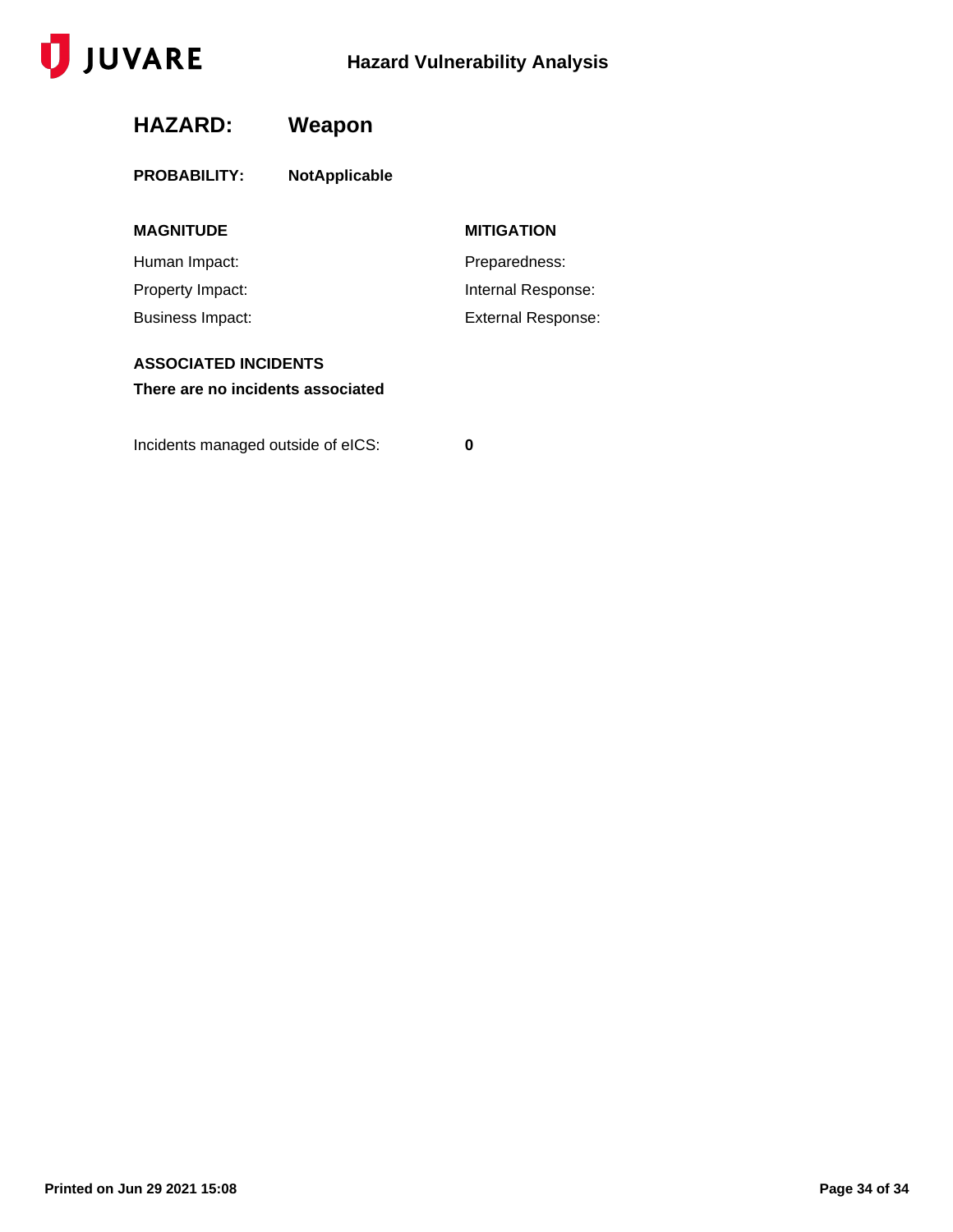## HAZARD: Weapon

**PROBABILITY:** **NotApplicable**

| **MAGNITUDE** | **MITIGATION** |
|---|---|
| Human Impact: | Preparedness: |
| Property Impact: | Internal Response: |
| Business Impact: | External Response: |

**ASSOCIATED INCIDENTS**

**There are no incidents associated**

Incidents managed outside of eICS: **0**